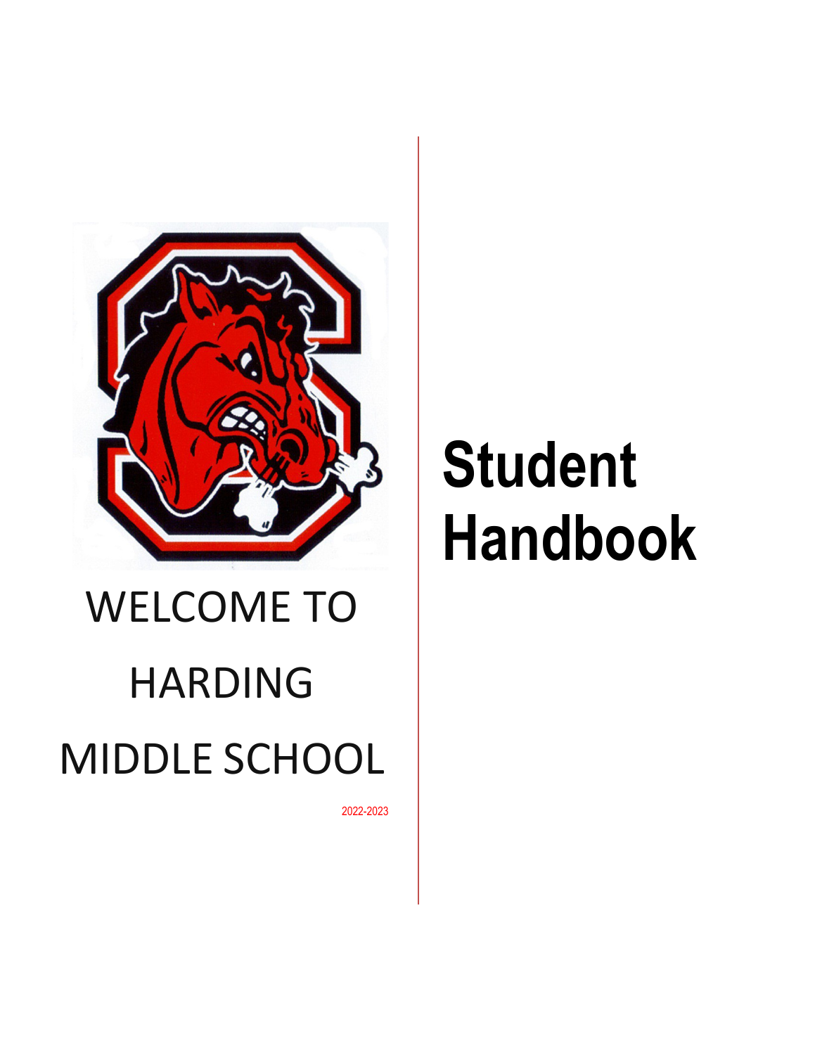# Student Handbook

WELCOME TO

HARDING

MIDDLE SCHOOL

2022-2023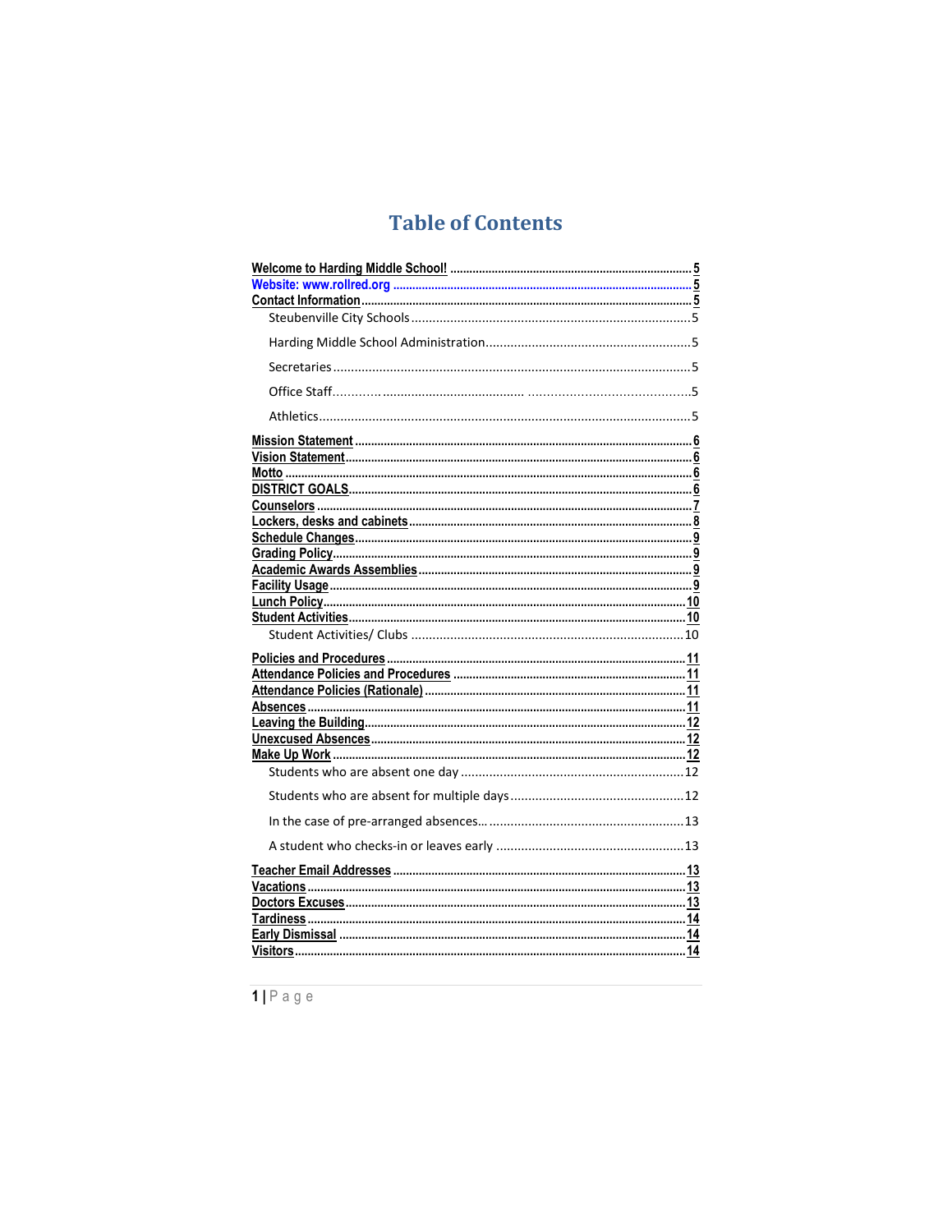# Table of Contents

Welcome to Harding Middle School! ........................................................................... 5
Website: www.rollred.org ........................................................................................... 5
Contact Information ..................................................................................................... 5
  Steubenville City Schools ........................................................................................ 5
  Harding Middle School Administration ..................................................................... 5
  Secretaries ............................................................................................................... 5
  Office Staff ............................................................................................................... 5
  Athletics .................................................................................................................... 5
Mission Statement ....................................................................................................... 6
Vision Statement .......................................................................................................... 6
Motto ............................................................................................................................ 6
DISTRICT GOALS ........................................................................................................ 6
Counselors ................................................................................................................... 7
Lockers, desks and cabinets ........................................................................................ 8
Schedule Changes ........................................................................................................ 9
Grading Policy .............................................................................................................. 9
Academic Awards Assemblies ..................................................................................... 9
Facility Usage ............................................................................................................... 9
Lunch Policy ............................................................................................................... 10
Student Activities ........................................................................................................ 10
  Student Activities/ Clubs ......................................................................................... 10
Policies and Procedures ............................................................................................. 11
Attendance Policies and Procedures .......................................................................... 11
Attendance Policies (Rationale) ................................................................................. 11
Absences ..................................................................................................................... 11
Leaving the Building .................................................................................................... 12
Unexcused Absences .................................................................................................. 12
Make Up Work ............................................................................................................. 12
  Students who are absent one day .......................................................................... 12
  Students who are absent for multiple days ............................................................. 12
  In the case of pre-arranged absences… ................................................................. 13
  A student who checks-in or leaves early ................................................................. 13
Teacher Email Addresses ........................................................................................... 13
Vacations ..................................................................................................................... 13
Doctors Excuses .......................................................................................................... 13
Tardiness ..................................................................................................................... 14
Early Dismissal ............................................................................................................ 14
Visitors ........................................................................................................................ 14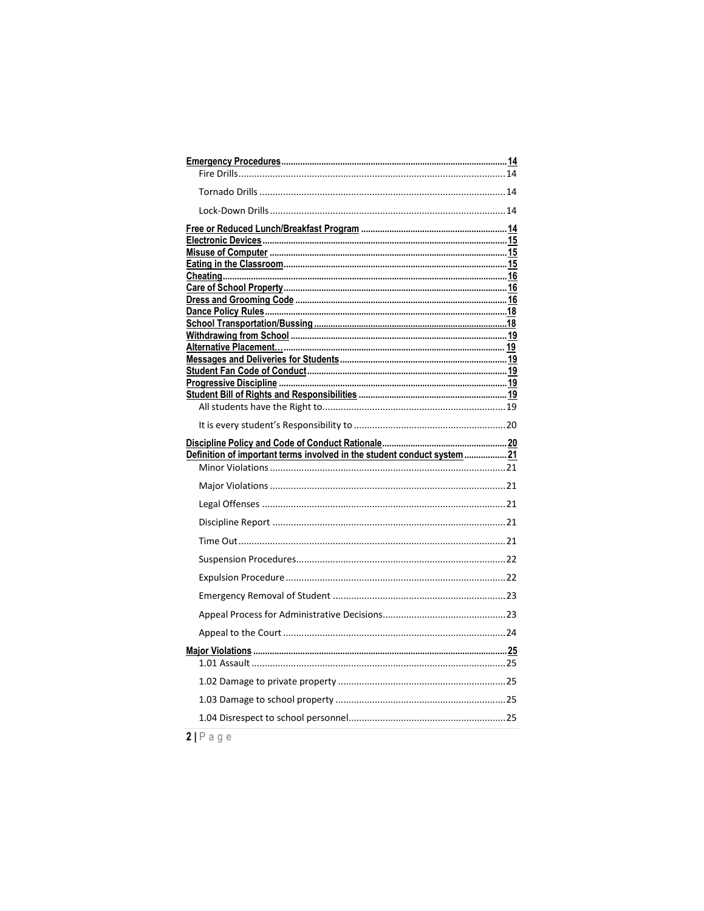**Emergency Procedures**.......................................................................................... 14
Fire Drills.................................................................................................. 14
Tornado Drills ........................................................................................... 14
Lock-Down Drills ....................................................................................... 14

**Free or Reduced Lunch/Breakfast Program** ............................................................ 14
**Electronic Devices**.......................................................................................... 15
**Misuse of Computer** ........................................................................................ 15
**Eating in the Classroom**.................................................................................... 15
**Cheating**........................................................................................................ 16
**Care of School Property**.................................................................................... 16
**Dress and Grooming Code** ................................................................................ 16
**Dance Policy Rules**.......................................................................................... 18
**School Transportation/Bussing** .......................................................................... 18
**Withdrawing from School** ................................................................................. 19
**Alternative Placement…**................................................................................... 19
**Messages and Deliveries for Students**.................................................................. 19
**Student Fan Code of Conduct**............................................................................. 19
**Progressive Discipline** ...................................................................................... 19
**Student Bill of Rights and Responsibilities** .......................................................... 19
All students have the Right to............................................................................. 19
It is every student's Responsibility to ................................................................... 20

**Discipline Policy and Code of Conduct Rationale**.................................................... 20
**Definition of important terms involved in the student conduct system** ....................... 21
Minor Violations ................................................................................................ 21
Major Violations ................................................................................................ 21
Legal Offenses ................................................................................................... 21
Discipline Report ............................................................................................... 21
Time Out........................................................................................................... 21
Suspension Procedures........................................................................................ 22
Expulsion Procedure ........................................................................................... 22
Emergency Removal of Student ........................................................................... 23
Appeal Process for Administrative Decisions.......................................................... 23
Appeal to the Court ............................................................................................ 24

**Major Violations** ............................................................................................. 25
1.01 Assault ...................................................................................................... 25
1.02 Damage to private property ......................................................................... 25
1.03 Damage to school property .......................................................................... 25
1.04 Disrespect to school personnel...................................................................... 25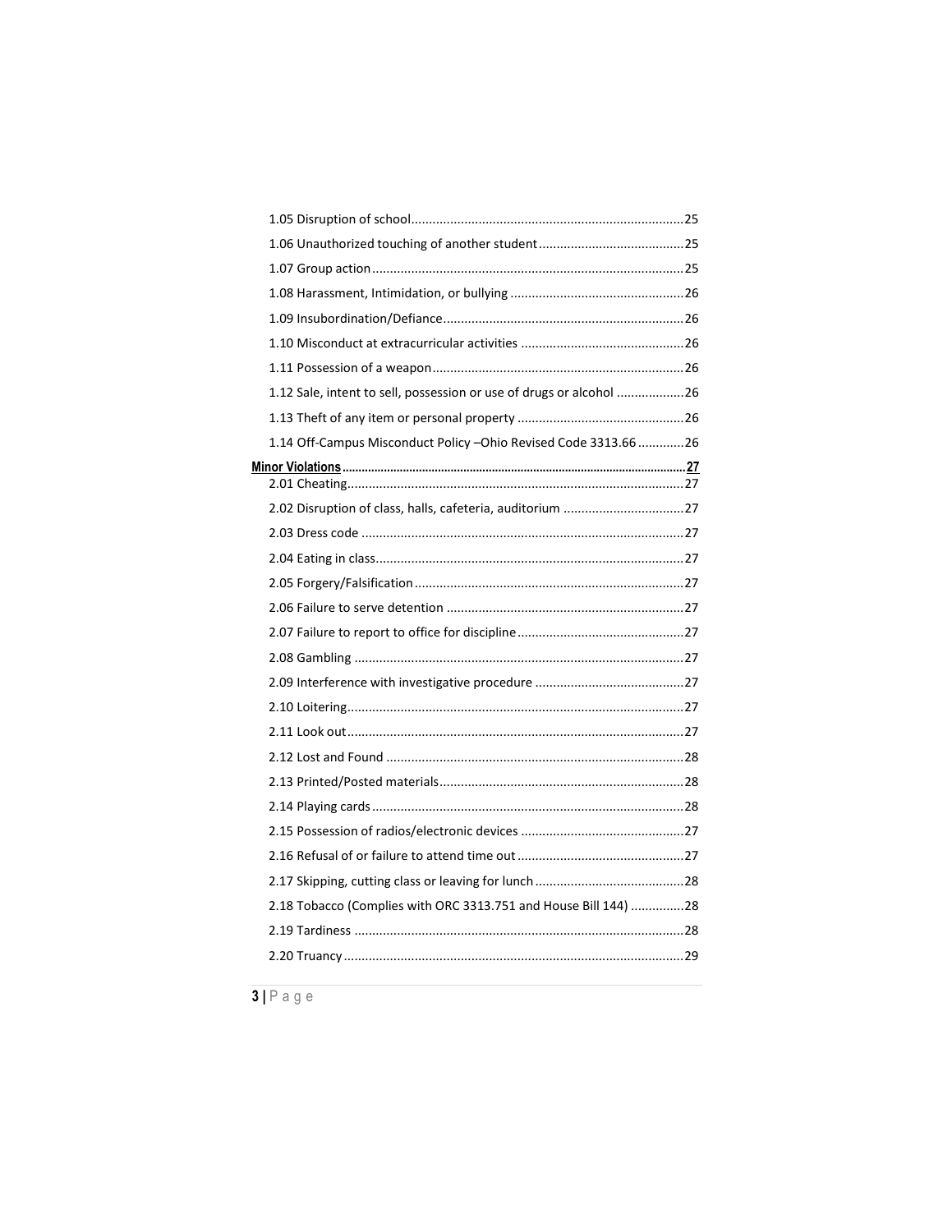1.05 Disruption of school .......................................................................... 25

1.06 Unauthorized touching of another student ........................................ 25

1.07 Group action ....................................................................................... 25

1.08 Harassment, Intimidation, or bullying ................................................ 26

1.09 Insubordination/Defiance ................................................................... 26

1.10 Misconduct at extracurricular activities ............................................. 26

1.11 Possession of a weapon ..................................................................... 26

1.12 Sale, intent to sell, possession or use of drugs or alcohol .................. 26

1.13 Theft of any item or personal property .............................................. 26

1.14 Off-Campus Misconduct Policy –Ohio Revised Code 3313.66 ............ 26

**Minor Violations** ........................................................................................ **27**

2.01 Cheating .............................................................................................. 27

2.02 Disruption of class, halls, cafeteria, auditorium ................................. 27

2.03 Dress code .......................................................................................... 27

2.04 Eating in class ...................................................................................... 27

2.05 Forgery/Falsification ........................................................................... 27

2.06 Failure to serve detention .................................................................. 27

2.07 Failure to report to office for discipline .............................................. 27

2.08 Gambling ............................................................................................ 27

2.09 Interference with investigative procedure .......................................... 27

2.10 Loitering .............................................................................................. 27

2.11 Look out .............................................................................................. 27

2.12 Lost and Found ................................................................................... 28

2.13 Printed/Posted materials .................................................................... 28

2.14 Playing cards ....................................................................................... 28

2.15 Possession of radios/electronic devices ............................................. 27

2.16 Refusal of or failure to attend time out .............................................. 27

2.17 Skipping, cutting class or leaving for lunch ......................................... 28

2.18 Tobacco (Complies with ORC 3313.751 and House Bill 144) ............... 28

2.19 Tardiness ............................................................................................ 28

2.20 Truancy ............................................................................................... 29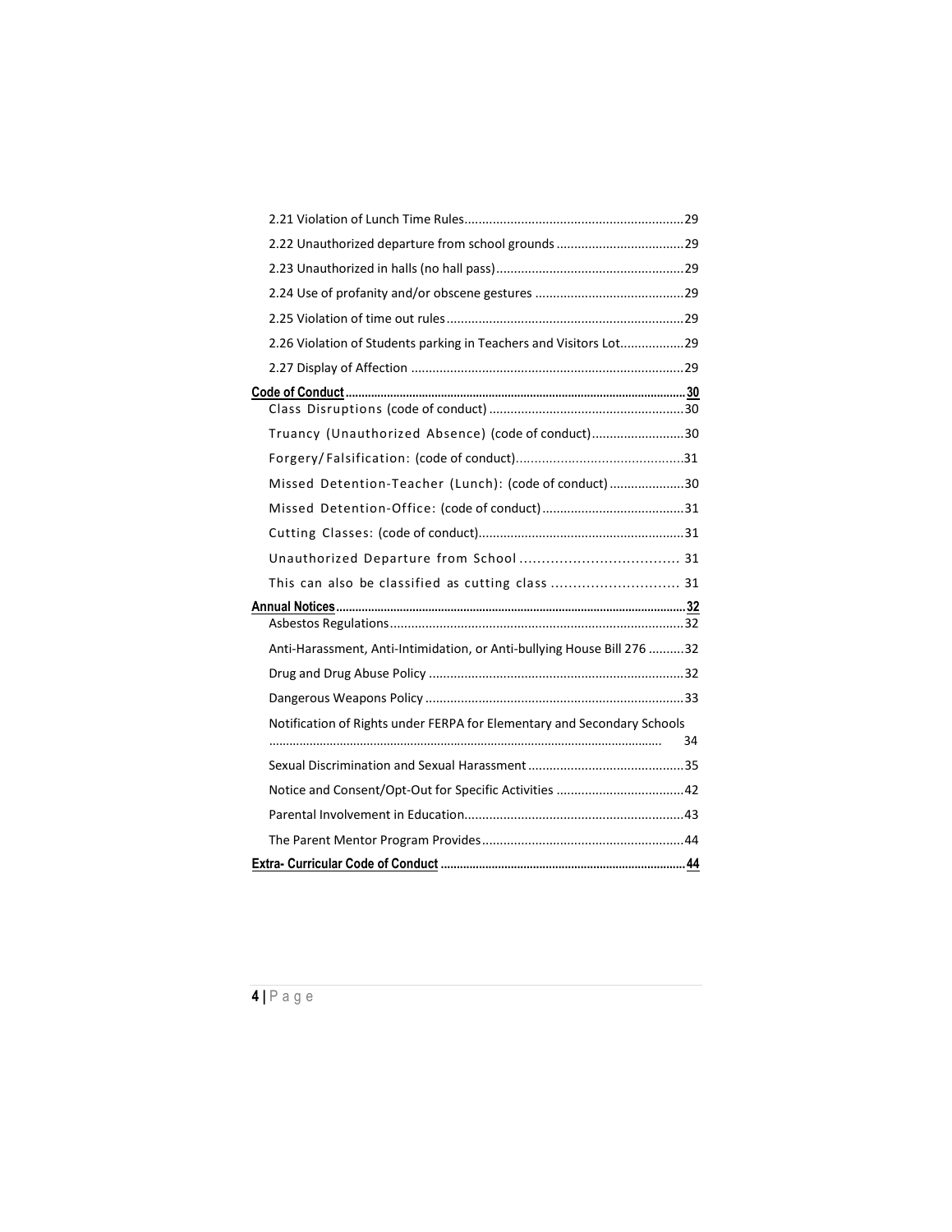2.21 Violation of Lunch Time Rules.............................................................29

2.22 Unauthorized departure from school grounds....................................29

2.23 Unauthorized in halls (no hall pass).....................................................29

2.24 Use of profanity and/or obscene gestures ..........................................29

2.25 Violation of time out rules...................................................................29

2.26 Violation of Students parking in Teachers and Visitors Lot..................29

2.27 Display of Affection ............................................................................29

**Code of Conduct**..........................................................................................................**30**

Class Disruptions (code of conduct) .......................................................30

Truancy (Unauthorized Absence) (code of conduct)..........................30

Forgery/Falsification: (code of conduct).............................................31

Missed Detention-Teacher (Lunch): (code of conduct).....................30

Missed Detention-Office: (code of conduct)........................................31

Cutting Classes: (code of conduct)..........................................................31

Unauthorized Departure from School .................................... 31

This can also be classified as cutting class ............................. 31

**Annual Notices**............................................................................................................**32**

Asbestos Regulations...................................................................................32

Anti-Harassment, Anti-Intimidation, or Anti-bullying House Bill 276 ..........32

Drug and Drug Abuse Policy ........................................................................32

Dangerous Weapons Policy .........................................................................33

Notification of Rights under FERPA for Elementary and Secondary Schools ................................................................................................................. 34

Sexual Discrimination and Sexual Harassment............................................35

Notice and Consent/Opt-Out for Specific Activities ....................................42

Parental Involvement in Education.............................................................43

The Parent Mentor Program Provides.........................................................44

**Extra- Curricular Code of Conduct**............................................................................**44**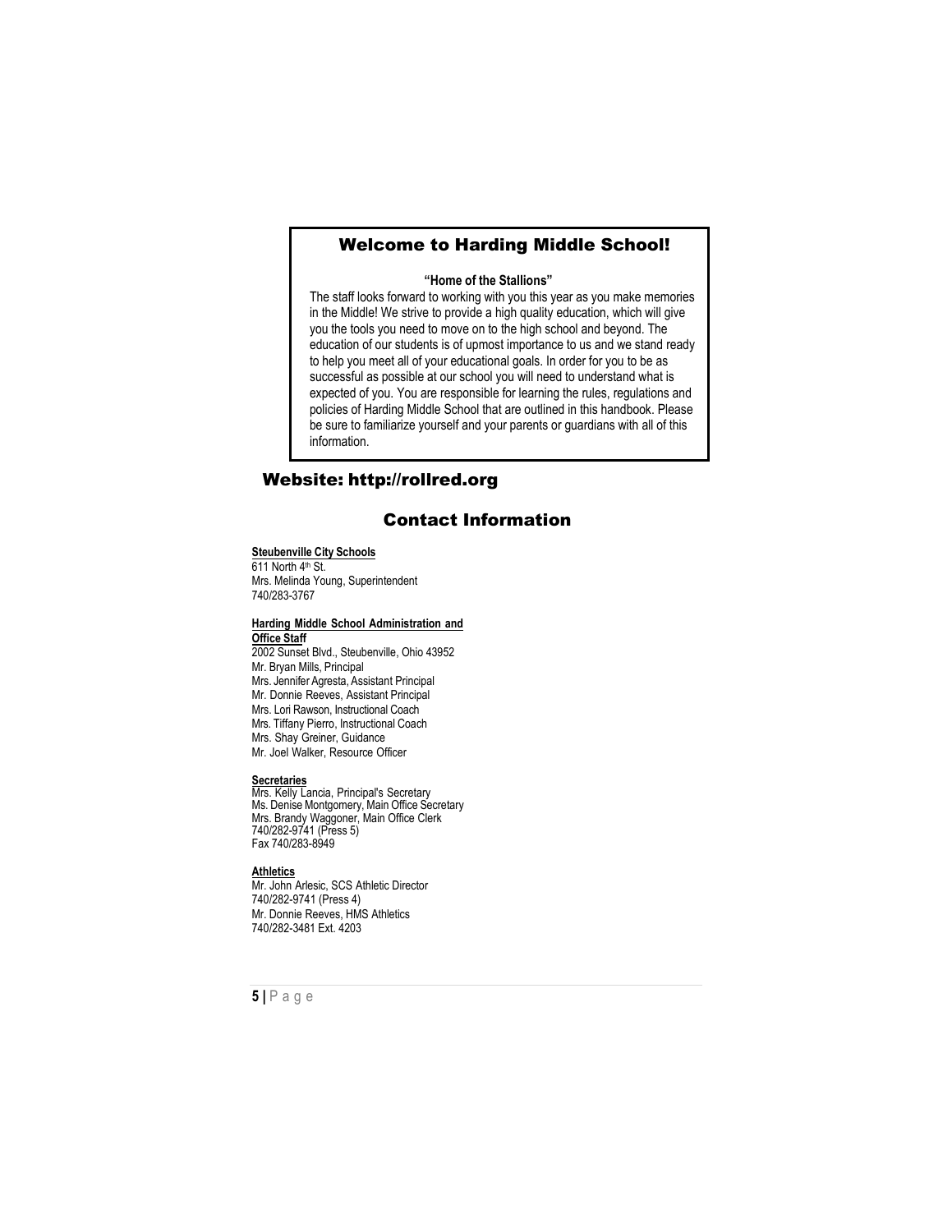## Welcome to Harding Middle School!

**"Home of the Stallions"**

The staff looks forward to working with you this year as you make memories in the Middle! We strive to provide a high quality education, which will give you the tools you need to move on to the high school and beyond. The education of our students is of upmost importance to us and we stand ready to help you meet all of your educational goals. In order for you to be as successful as possible at our school you will need to understand what is expected of you. You are responsible for learning the rules, regulations and policies of Harding Middle School that are outlined in this handbook. Please be sure to familiarize yourself and your parents or guardians with all of this information.

## Website: http://rollred.org

## Contact Information

**Steubenville City Schools**
611 North 4th St.
Mrs. Melinda Young, Superintendent
740/283-3767

**Harding Middle School Administration and Office Staff**
2002 Sunset Blvd., Steubenville, Ohio 43952
Mr. Bryan Mills, Principal
Mrs. Jennifer Agresta, Assistant Principal
Mr. Donnie Reeves, Assistant Principal
Mrs. Lori Rawson, Instructional Coach
Mrs. Tiffany Pierro, Instructional Coach
Mrs. Shay Greiner, Guidance
Mr. Joel Walker, Resource Officer

**Secretaries**
Mrs. Kelly Lancia, Principal's Secretary
Ms. Denise Montgomery, Main Office Secretary
Mrs. Brandy Waggoner, Main Office Clerk
740/282-9741 (Press 5)
Fax 740/283-8949

**Athletics**
Mr. John Arlesic, SCS Athletic Director
740/282-9741 (Press 4)
Mr. Donnie Reeves, HMS Athletics
740/282-3481 Ext. 4203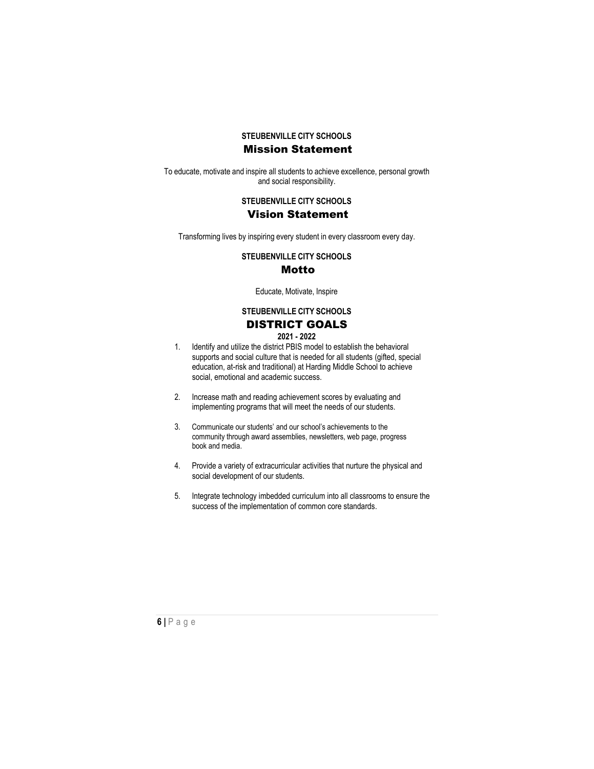**STEUBENVILLE CITY SCHOOLS**

## Mission Statement

To educate, motivate and inspire all students to achieve excellence, personal growth and social responsibility.

**STEUBENVILLE CITY SCHOOLS**

## Vision Statement

Transforming lives by inspiring every student in every classroom every day.

**STEUBENVILLE CITY SCHOOLS**

## Motto

Educate, Motivate, Inspire

**STEUBENVILLE CITY SCHOOLS**

## DISTRICT GOALS

**2021 - 2022**

1. Identify and utilize the district PBIS model to establish the behavioral supports and social culture that is needed for all students (gifted, special education, at-risk and traditional) at Harding Middle School to achieve social, emotional and academic success.

2. Increase math and reading achievement scores by evaluating and implementing programs that will meet the needs of our students.

3. Communicate our students' and our school's achievements to the community through award assemblies, newsletters, web page, progress book and media.

4. Provide a variety of extracurricular activities that nurture the physical and social development of our students.

5. Integrate technology imbedded curriculum into all classrooms to ensure the success of the implementation of common core standards.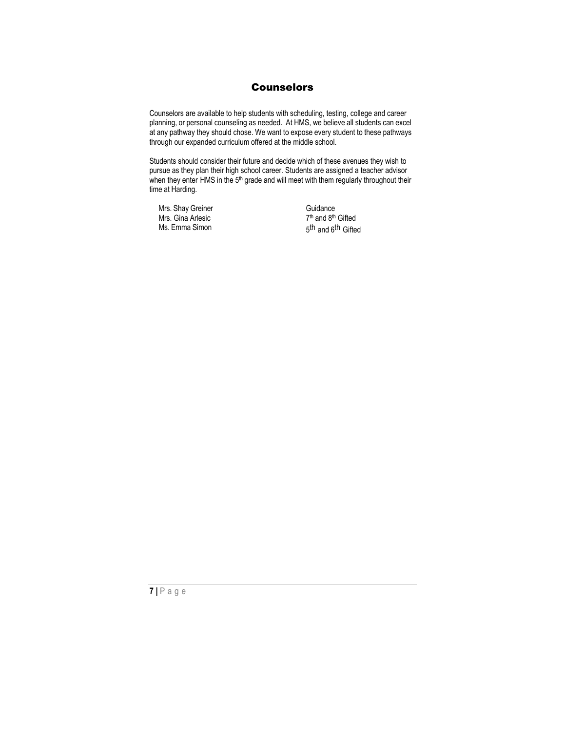# Counselors

Counselors are available to help students with scheduling, testing, college and career planning, or personal counseling as needed. At HMS, we believe all students can excel at any pathway they should chose. We want to expose every student to these pathways through our expanded curriculum offered at the middle school.

Students should consider their future and decide which of these avenues they wish to pursue as they plan their high school career. Students are assigned a teacher advisor when they enter HMS in the 5th grade and will meet with them regularly throughout their time at Harding.

| | |
|---|---|
| Mrs. Shay Greiner | Guidance |
| Mrs. Gina Arlesic | 7th and 8th Gifted |
| Ms. Emma Simon | 5th and 6th Gifted |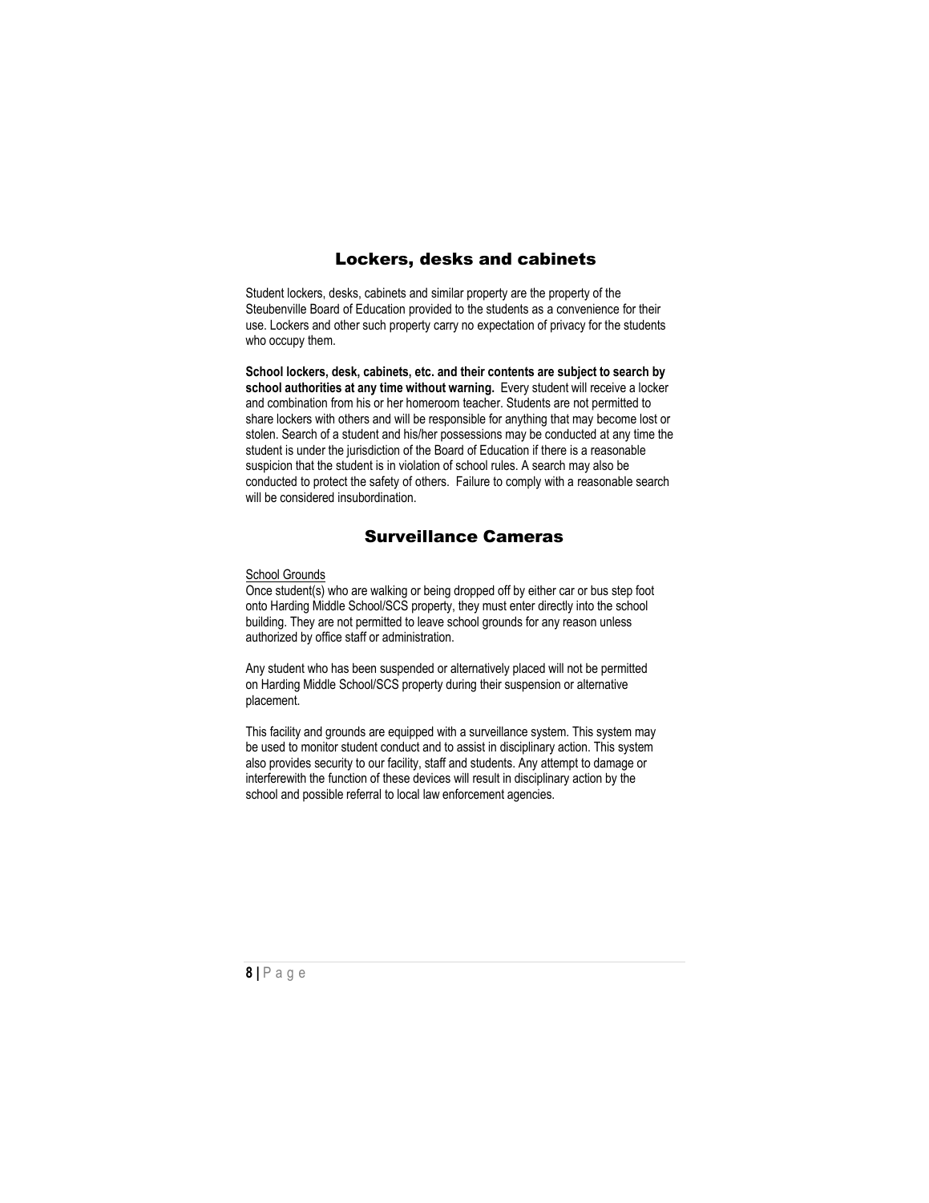## Lockers, desks and cabinets

Student lockers, desks, cabinets and similar property are the property of the Steubenville Board of Education provided to the students as a convenience for their use. Lockers and other such property carry no expectation of privacy for the students who occupy them.

**School lockers, desk, cabinets, etc. and their contents are subject to search by school authorities at any time without warning.** Every student will receive a locker and combination from his or her homeroom teacher. Students are not permitted to share lockers with others and will be responsible for anything that may become lost or stolen. Search of a student and his/her possessions may be conducted at any time the student is under the jurisdiction of the Board of Education if there is a reasonable suspicion that the student is in violation of school rules. A search may also be conducted to protect the safety of others. Failure to comply with a reasonable search will be considered insubordination.

## Surveillance Cameras

School Grounds

Once student(s) who are walking or being dropped off by either car or bus step foot onto Harding Middle School/SCS property, they must enter directly into the school building. They are not permitted to leave school grounds for any reason unless authorized by office staff or administration.

Any student who has been suspended or alternatively placed will not be permitted on Harding Middle School/SCS property during their suspension or alternative placement.

This facility and grounds are equipped with a surveillance system. This system may be used to monitor student conduct and to assist in disciplinary action. This system also provides security to our facility, staff and students. Any attempt to damage or interferewith the function of these devices will result in disciplinary action by the school and possible referral to local law enforcement agencies.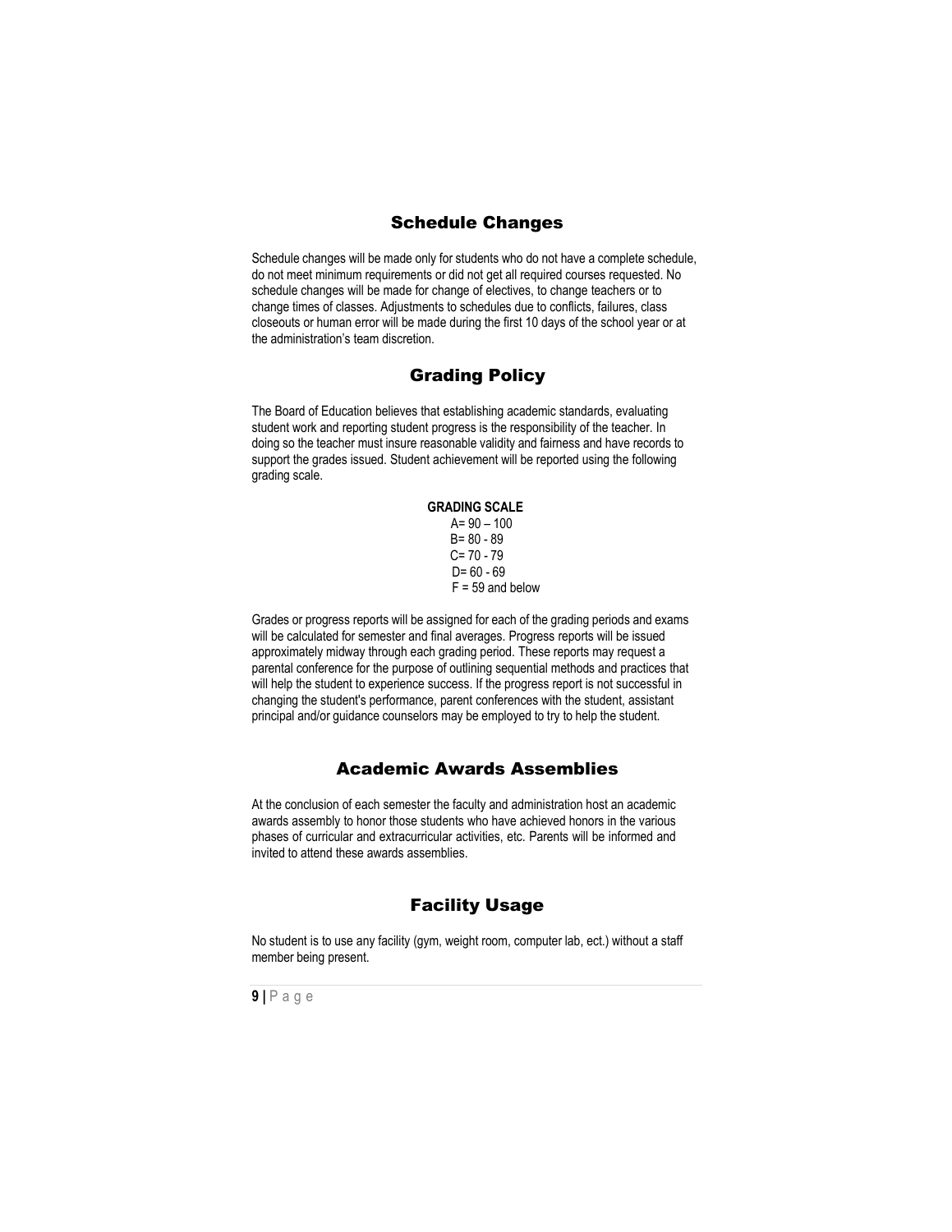## Schedule Changes

Schedule changes will be made only for students who do not have a complete schedule, do not meet minimum requirements or did not get all required courses requested. No schedule changes will be made for change of electives, to change teachers or to change times of classes. Adjustments to schedules due to conflicts, failures, class closeouts or human error will be made during the first 10 days of the school year or at the administration's team discretion.

## Grading Policy

The Board of Education believes that establishing academic standards, evaluating student work and reporting student progress is the responsibility of the teacher. In doing so the teacher must insure reasonable validity and fairness and have records to support the grades issued. Student achievement will be reported using the following grading scale.

**GRADING SCALE**

A= 90 – 100
B= 80 - 89
C= 70 - 79
D= 60 - 69
F = 59 and below

Grades or progress reports will be assigned for each of the grading periods and exams will be calculated for semester and final averages. Progress reports will be issued approximately midway through each grading period. These reports may request a parental conference for the purpose of outlining sequential methods and practices that will help the student to experience success. If the progress report is not successful in changing the student's performance, parent conferences with the student, assistant principal and/or guidance counselors may be employed to try to help the student.

## Academic Awards Assemblies

At the conclusion of each semester the faculty and administration host an academic awards assembly to honor those students who have achieved honors in the various phases of curricular and extracurricular activities, etc. Parents will be informed and invited to attend these awards assemblies.

## Facility Usage

No student is to use any facility (gym, weight room, computer lab, ect.) without a staff member being present.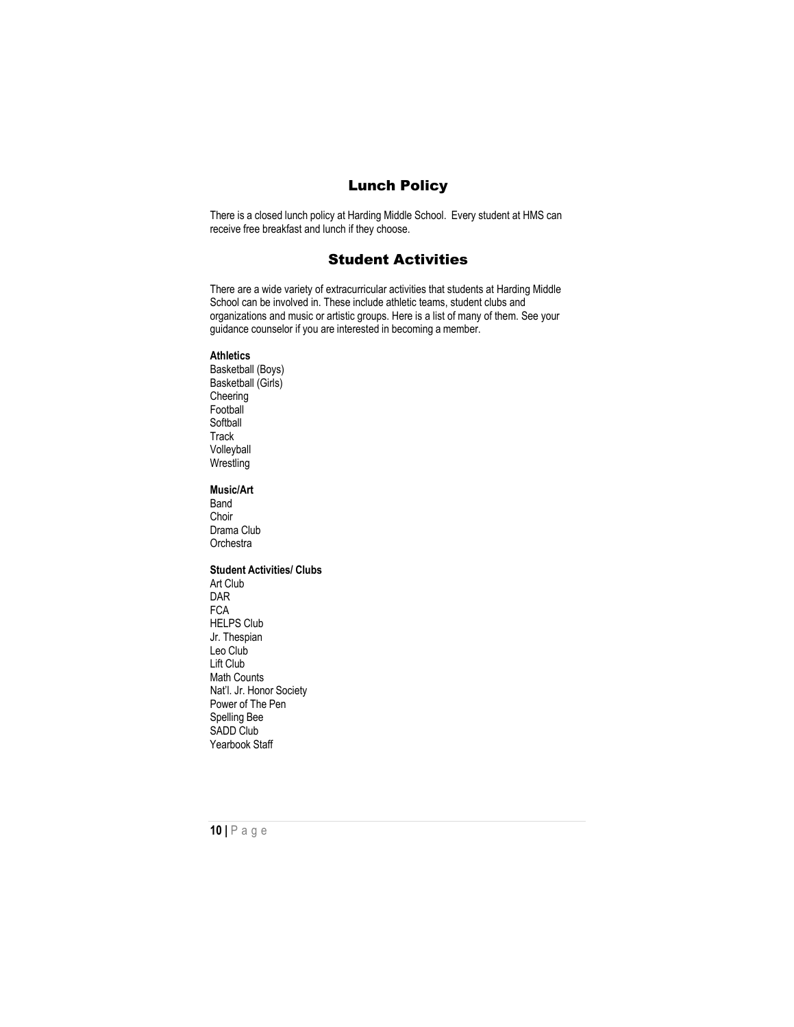## Lunch Policy

There is a closed lunch policy at Harding Middle School. Every student at HMS can receive free breakfast and lunch if they choose.

## Student Activities

There are a wide variety of extracurricular activities that students at Harding Middle School can be involved in. These include athletic teams, student clubs and organizations and music or artistic groups. Here is a list of many of them. See your guidance counselor if you are interested in becoming a member.

**Athletics**
Basketball (Boys)
Basketball (Girls)
Cheering
Football
Softball
Track
Volleyball
Wrestling

**Music/Art**
Band
Choir
Drama Club
Orchestra

**Student Activities/ Clubs**
Art Club
DAR
FCA
HELPS Club
Jr. Thespian
Leo Club
Lift Club
Math Counts
Nat'l. Jr. Honor Society
Power of The Pen
Spelling Bee
SADD Club
Yearbook Staff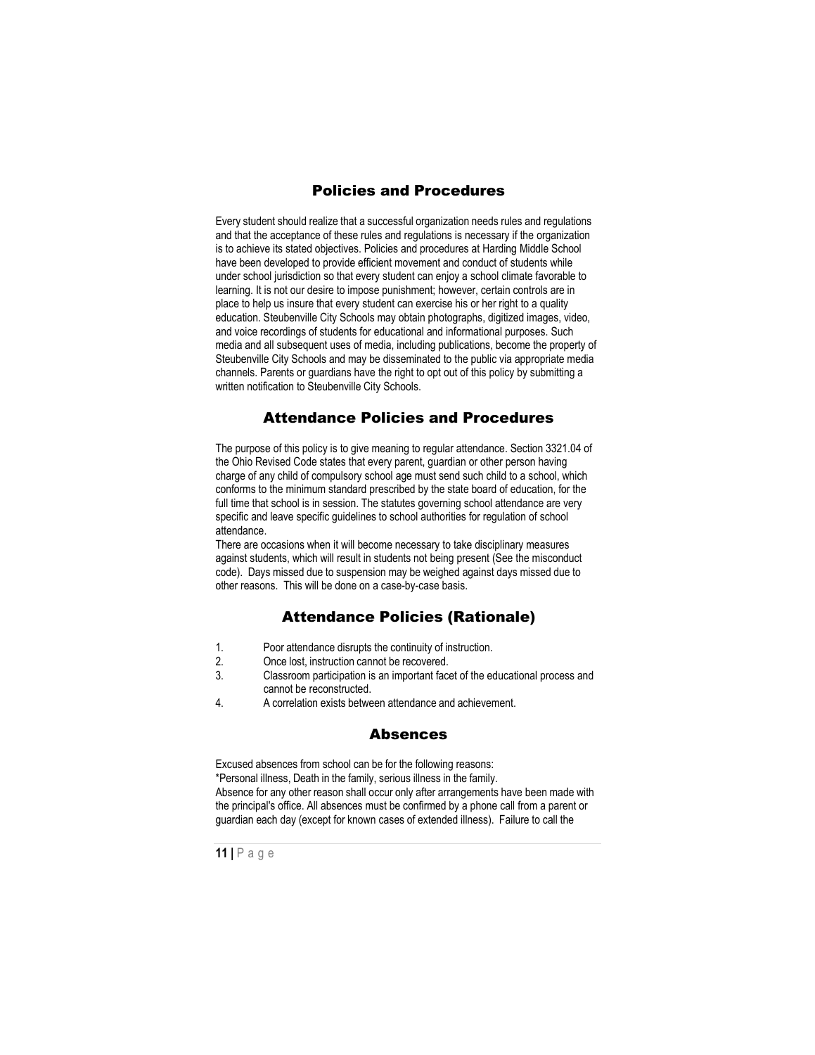## Policies and Procedures

Every student should realize that a successful organization needs rules and regulations and that the acceptance of these rules and regulations is necessary if the organization is to achieve its stated objectives. Policies and procedures at Harding Middle School have been developed to provide efficient movement and conduct of students while under school jurisdiction so that every student can enjoy a school climate favorable to learning. It is not our desire to impose punishment; however, certain controls are in place to help us insure that every student can exercise his or her right to a quality education. Steubenville City Schools may obtain photographs, digitized images, video, and voice recordings of students for educational and informational purposes. Such media and all subsequent uses of media, including publications, become the property of Steubenville City Schools and may be disseminated to the public via appropriate media channels. Parents or guardians have the right to opt out of this policy by submitting a written notification to Steubenville City Schools.

## Attendance Policies and Procedures

The purpose of this policy is to give meaning to regular attendance. Section 3321.04 of the Ohio Revised Code states that every parent, guardian or other person having charge of any child of compulsory school age must send such child to a school, which conforms to the minimum standard prescribed by the state board of education, for the full time that school is in session. The statutes governing school attendance are very specific and leave specific guidelines to school authorities for regulation of school attendance.

There are occasions when it will become necessary to take disciplinary measures against students, which will result in students not being present (See the misconduct code). Days missed due to suspension may be weighed against days missed due to other reasons. This will be done on a case-by-case basis.

## Attendance Policies (Rationale)

1. Poor attendance disrupts the continuity of instruction.
2. Once lost, instruction cannot be recovered.
3. Classroom participation is an important facet of the educational process and cannot be reconstructed.
4. A correlation exists between attendance and achievement.

## Absences

Excused absences from school can be for the following reasons:

*Personal illness, Death in the family, serious illness in the family.

Absence for any other reason shall occur only after arrangements have been made with the principal's office. All absences must be confirmed by a phone call from a parent or guardian each day (except for known cases of extended illness). Failure to call the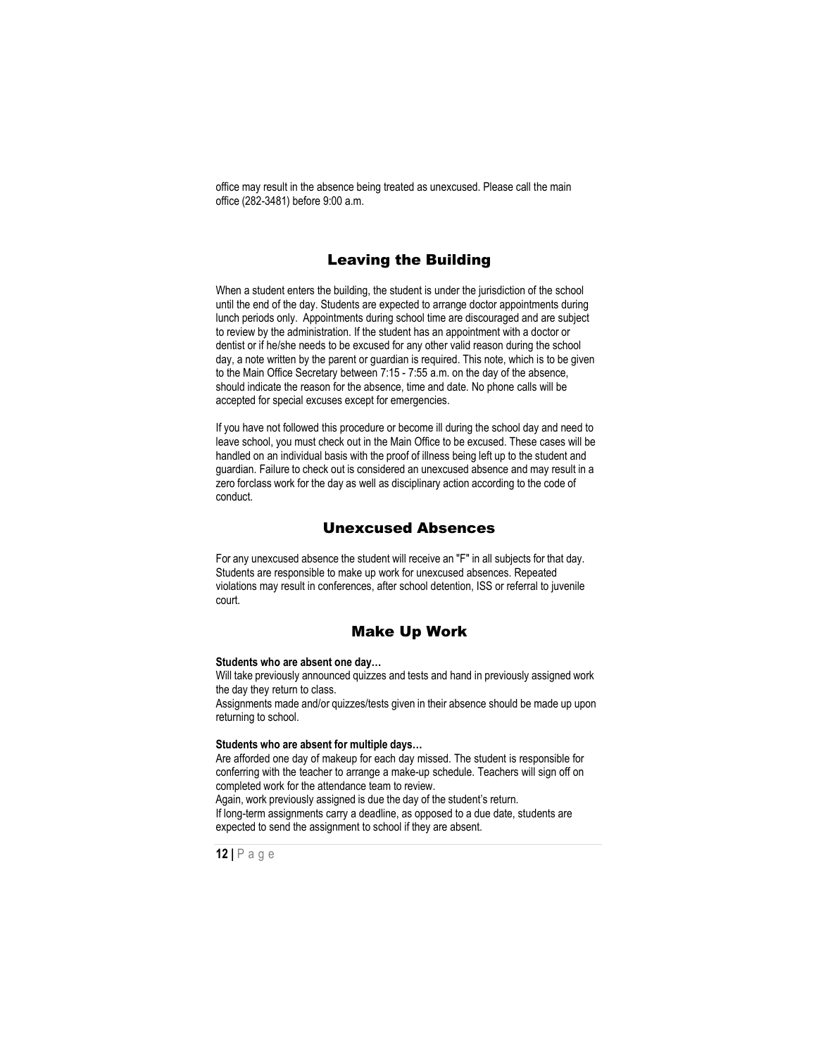office may result in the absence being treated as unexcused. Please call the main office (282-3481) before 9:00 a.m.

## Leaving the Building

When a student enters the building, the student is under the jurisdiction of the school until the end of the day. Students are expected to arrange doctor appointments during lunch periods only. Appointments during school time are discouraged and are subject to review by the administration. If the student has an appointment with a doctor or dentist or if he/she needs to be excused for any other valid reason during the school day, a note written by the parent or guardian is required. This note, which is to be given to the Main Office Secretary between 7:15 - 7:55 a.m. on the day of the absence, should indicate the reason for the absence, time and date. No phone calls will be accepted for special excuses except for emergencies.

If you have not followed this procedure or become ill during the school day and need to leave school, you must check out in the Main Office to be excused. These cases will be handled on an individual basis with the proof of illness being left up to the student and guardian. Failure to check out is considered an unexcused absence and may result in a zero forclass work for the day as well as disciplinary action according to the code of conduct.

## Unexcused Absences

For any unexcused absence the student will receive an "F" in all subjects for that day. Students are responsible to make up work for unexcused absences. Repeated violations may result in conferences, after school detention, ISS or referral to juvenile court.

## Make Up Work

**Students who are absent one day…**

Will take previously announced quizzes and tests and hand in previously assigned work the day they return to class.

Assignments made and/or quizzes/tests given in their absence should be made up upon returning to school.

**Students who are absent for multiple days…**

Are afforded one day of makeup for each day missed. The student is responsible for conferring with the teacher to arrange a make-up schedule. Teachers will sign off on completed work for the attendance team to review.

Again, work previously assigned is due the day of the student's return.

If long-term assignments carry a deadline, as opposed to a due date, students are expected to send the assignment to school if they are absent.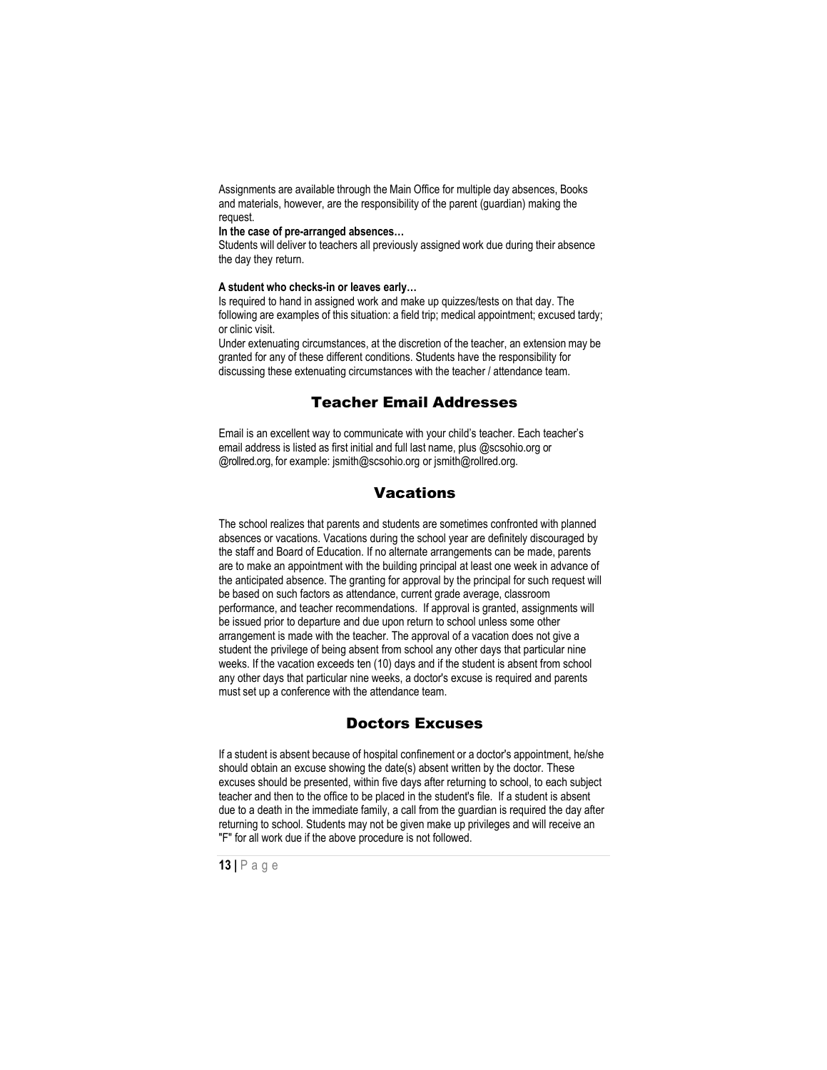Assignments are available through the Main Office for multiple day absences, Books and materials, however, are the responsibility of the parent (guardian) making the request.

**In the case of pre-arranged absences…**

Students will deliver to teachers all previously assigned work due during their absence the day they return.

**A student who checks-in or leaves early…**

Is required to hand in assigned work and make up quizzes/tests on that day. The following are examples of this situation: a field trip; medical appointment; excused tardy; or clinic visit.

Under extenuating circumstances, at the discretion of the teacher, an extension may be granted for any of these different conditions. Students have the responsibility for discussing these extenuating circumstances with the teacher / attendance team.

## Teacher Email Addresses

Email is an excellent way to communicate with your child's teacher. Each teacher's email address is listed as first initial and full last name, plus @scsohio.org or @rollred.org, for example: jsmith@scsohio.org or jsmith@rollred.org.

## Vacations

The school realizes that parents and students are sometimes confronted with planned absences or vacations. Vacations during the school year are definitely discouraged by the staff and Board of Education. If no alternate arrangements can be made, parents are to make an appointment with the building principal at least one week in advance of the anticipated absence. The granting for approval by the principal for such request will be based on such factors as attendance, current grade average, classroom performance, and teacher recommendations. If approval is granted, assignments will be issued prior to departure and due upon return to school unless some other arrangement is made with the teacher. The approval of a vacation does not give a student the privilege of being absent from school any other days that particular nine weeks. If the vacation exceeds ten (10) days and if the student is absent from school any other days that particular nine weeks, a doctor's excuse is required and parents must set up a conference with the attendance team.

## Doctors Excuses

If a student is absent because of hospital confinement or a doctor's appointment, he/she should obtain an excuse showing the date(s) absent written by the doctor. These excuses should be presented, within five days after returning to school, to each subject teacher and then to the office to be placed in the student's file. If a student is absent due to a death in the immediate family, a call from the guardian is required the day after returning to school. Students may not be given make up privileges and will receive an "F" for all work due if the above procedure is not followed.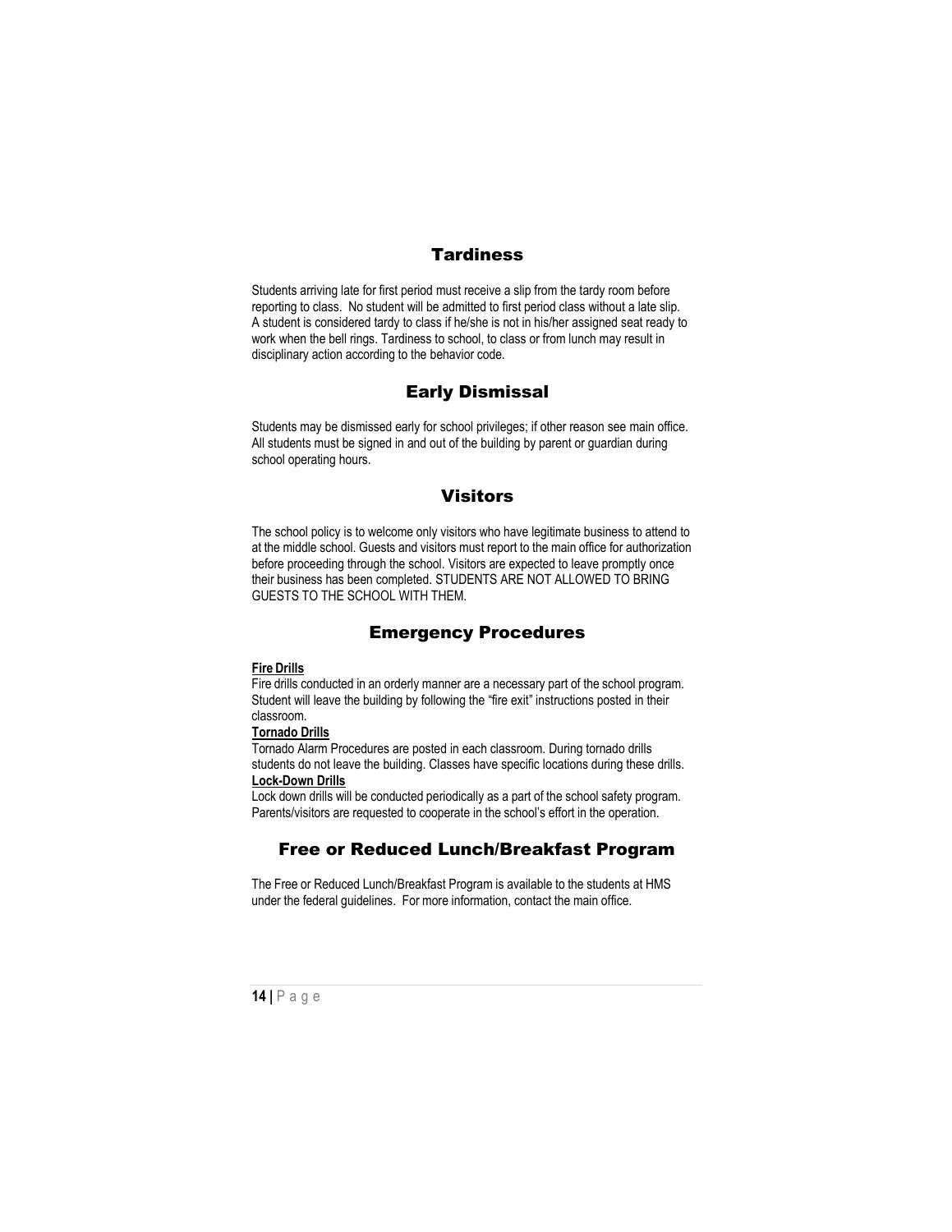## Tardiness

Students arriving late for first period must receive a slip from the tardy room before reporting to class. No student will be admitted to first period class without a late slip. A student is considered tardy to class if he/she is not in his/her assigned seat ready to work when the bell rings. Tardiness to school, to class or from lunch may result in disciplinary action according to the behavior code.

## Early Dismissal

Students may be dismissed early for school privileges; if other reason see main office. All students must be signed in and out of the building by parent or guardian during school operating hours.

## Visitors

The school policy is to welcome only visitors who have legitimate business to attend to at the middle school. Guests and visitors must report to the main office for authorization before proceeding through the school. Visitors are expected to leave promptly once their business has been completed. STUDENTS ARE NOT ALLOWED TO BRING GUESTS TO THE SCHOOL WITH THEM.

## Emergency Procedures

**Fire Drills**

Fire drills conducted in an orderly manner are a necessary part of the school program. Student will leave the building by following the "fire exit" instructions posted in their classroom.

**Tornado Drills**

Tornado Alarm Procedures are posted in each classroom. During tornado drills students do not leave the building. Classes have specific locations during these drills.

**Lock-Down Drills**

Lock down drills will be conducted periodically as a part of the school safety program. Parents/visitors are requested to cooperate in the school's effort in the operation.

## Free or Reduced Lunch/Breakfast Program

The Free or Reduced Lunch/Breakfast Program is available to the students at HMS under the federal guidelines. For more information, contact the main office.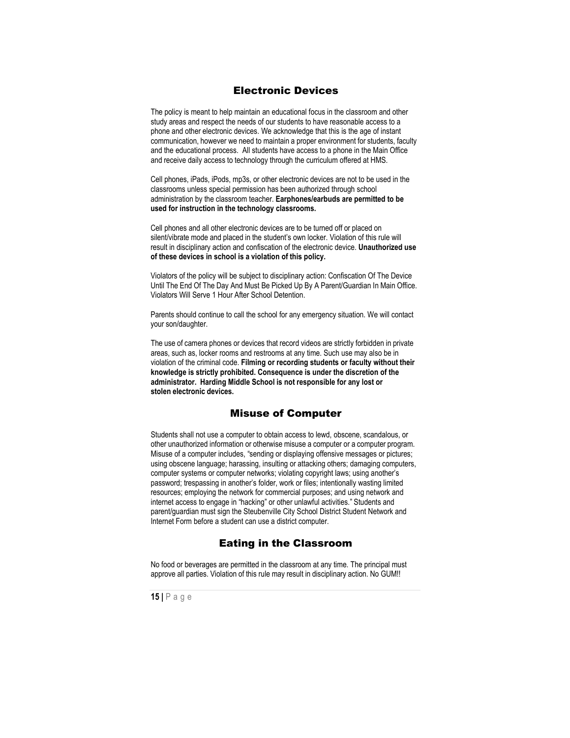## Electronic Devices

The policy is meant to help maintain an educational focus in the classroom and other study areas and respect the needs of our students to have reasonable access to a phone and other electronic devices. We acknowledge that this is the age of instant communication, however we need to maintain a proper environment for students, faculty and the educational process. All students have access to a phone in the Main Office and receive daily access to technology through the curriculum offered at HMS.

Cell phones, iPads, iPods, mp3s, or other electronic devices are not to be used in the classrooms unless special permission has been authorized through school administration by the classroom teacher. **Earphones/earbuds are permitted to be used for instruction in the technology classrooms.**

Cell phones and all other electronic devices are to be turned off or placed on silent/vibrate mode and placed in the student's own locker. Violation of this rule will result in disciplinary action and confiscation of the electronic device. **Unauthorized use of these devices in school is a violation of this policy.**

Violators of the policy will be subject to disciplinary action: Confiscation Of The Device Until The End Of The Day And Must Be Picked Up By A Parent/Guardian In Main Office. Violators Will Serve 1 Hour After School Detention.

Parents should continue to call the school for any emergency situation. We will contact your son/daughter.

The use of camera phones or devices that record videos are strictly forbidden in private areas, such as, locker rooms and restrooms at any time. Such use may also be in violation of the criminal code. **Filming or recording students or faculty without their knowledge is strictly prohibited. Consequence is under the discretion of the administrator. Harding Middle School is not responsible for any lost or stolen electronic devices.**

## Misuse of Computer

Students shall not use a computer to obtain access to lewd, obscene, scandalous, or other unauthorized information or otherwise misuse a computer or a computer program. Misuse of a computer includes, "sending or displaying offensive messages or pictures; using obscene language; harassing, insulting or attacking others; damaging computers, computer systems or computer networks; violating copyright laws; using another's password; trespassing in another's folder, work or files; intentionally wasting limited resources; employing the network for commercial purposes; and using network and internet access to engage in "hacking" or other unlawful activities." Students and parent/guardian must sign the Steubenville City School District Student Network and Internet Form before a student can use a district computer.

## Eating in the Classroom

No food or beverages are permitted in the classroom at any time. The principal must approve all parties. Violation of this rule may result in disciplinary action. No GUM!!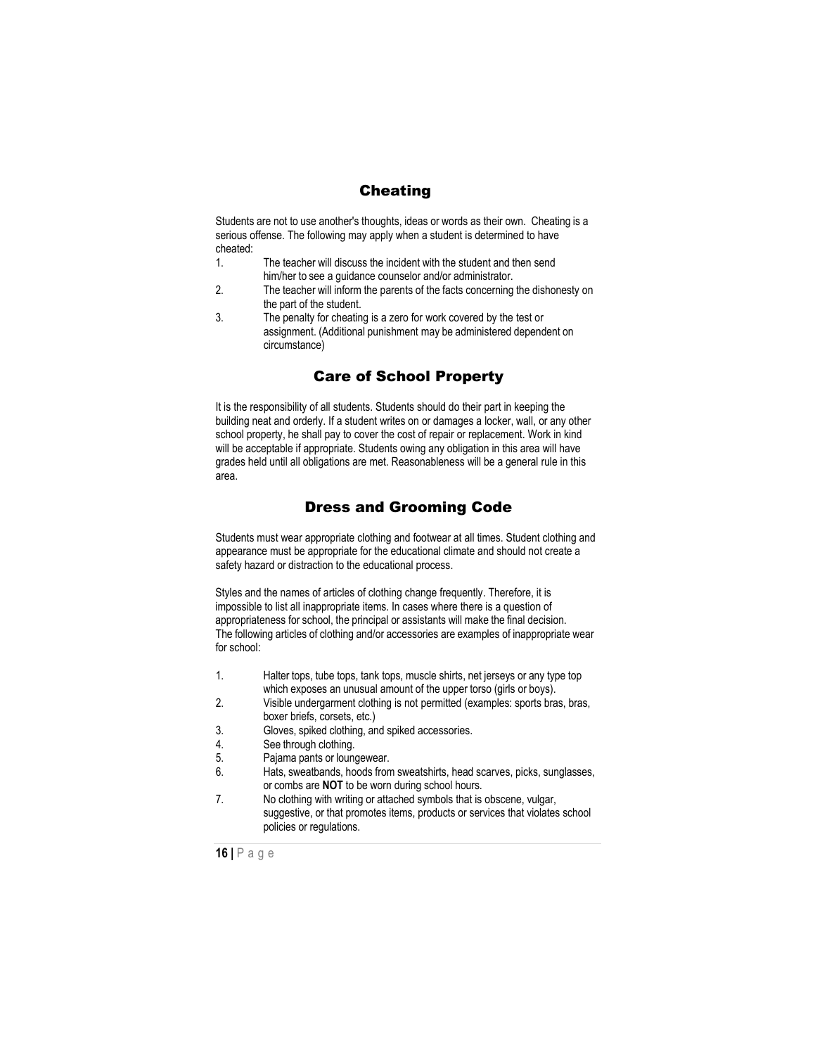## Cheating

Students are not to use another's thoughts, ideas or words as their own. Cheating is a serious offense. The following may apply when a student is determined to have cheated:

1. The teacher will discuss the incident with the student and then send him/her to see a guidance counselor and/or administrator.
2. The teacher will inform the parents of the facts concerning the dishonesty on the part of the student.
3. The penalty for cheating is a zero for work covered by the test or assignment. (Additional punishment may be administered dependent on circumstance)

## Care of School Property

It is the responsibility of all students. Students should do their part in keeping the building neat and orderly. If a student writes on or damages a locker, wall, or any other school property, he shall pay to cover the cost of repair or replacement. Work in kind will be acceptable if appropriate. Students owing any obligation in this area will have grades held until all obligations are met. Reasonableness will be a general rule in this area.

## Dress and Grooming Code

Students must wear appropriate clothing and footwear at all times. Student clothing and appearance must be appropriate for the educational climate and should not create a safety hazard or distraction to the educational process.

Styles and the names of articles of clothing change frequently. Therefore, it is impossible to list all inappropriate items. In cases where there is a question of appropriateness for school, the principal or assistants will make the final decision. The following articles of clothing and/or accessories are examples of inappropriate wear for school:

1. Halter tops, tube tops, tank tops, muscle shirts, net jerseys or any type top which exposes an unusual amount of the upper torso (girls or boys).
2. Visible undergarment clothing is not permitted (examples: sports bras, bras, boxer briefs, corsets, etc.)
3. Gloves, spiked clothing, and spiked accessories.
4. See through clothing.
5. Pajama pants or loungewear.
6. Hats, sweatbands, hoods from sweatshirts, head scarves, picks, sunglasses, or combs are **NOT** to be worn during school hours.
7. No clothing with writing or attached symbols that is obscene, vulgar, suggestive, or that promotes items, products or services that violates school policies or regulations.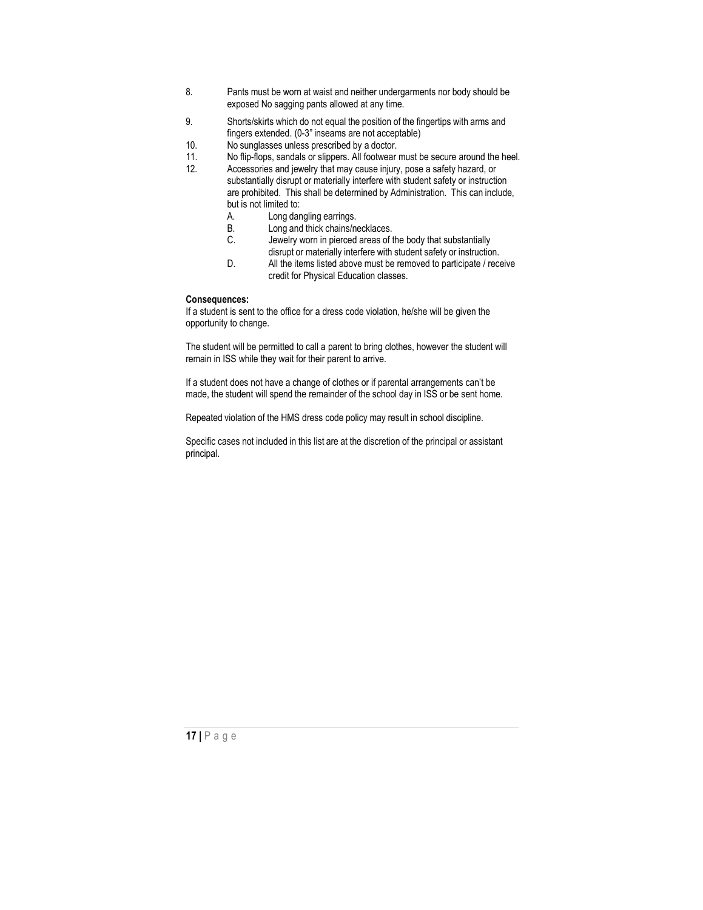8. Pants must be worn at waist and neither undergarments nor body should be exposed No sagging pants allowed at any time.
9. Shorts/skirts which do not equal the position of the fingertips with arms and fingers extended. (0-3" inseams are not acceptable)
10. No sunglasses unless prescribed by a doctor.
11. No flip-flops, sandals or slippers. All footwear must be secure around the heel.
12. Accessories and jewelry that may cause injury, pose a safety hazard, or substantially disrupt or materially interfere with student safety or instruction are prohibited. This shall be determined by Administration. This can include, but is not limited to:
    - A. Long dangling earrings.
    - B. Long and thick chains/necklaces.
    - C. Jewelry worn in pierced areas of the body that substantially disrupt or materially interfere with student safety or instruction.
    - D. All the items listed above must be removed to participate / receive credit for Physical Education classes.

**Consequences:**

If a student is sent to the office for a dress code violation, he/she will be given the opportunity to change.

The student will be permitted to call a parent to bring clothes, however the student will remain in ISS while they wait for their parent to arrive.

If a student does not have a change of clothes or if parental arrangements can't be made, the student will spend the remainder of the school day in ISS or be sent home.

Repeated violation of the HMS dress code policy may result in school discipline.

Specific cases not included in this list are at the discretion of the principal or assistant principal.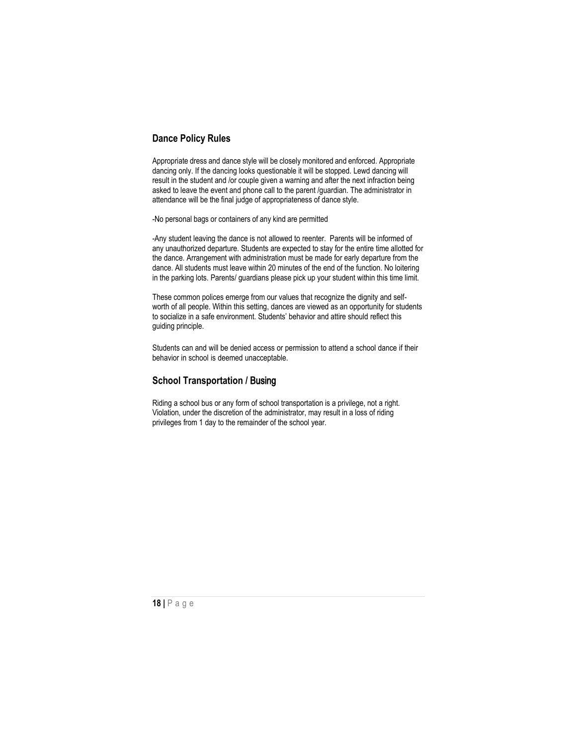### Dance Policy Rules

Appropriate dress and dance style will be closely monitored and enforced. Appropriate dancing only. If the dancing looks questionable it will be stopped. Lewd dancing will result in the student and /or couple given a warning and after the next infraction being asked to leave the event and phone call to the parent /guardian. The administrator in attendance will be the final judge of appropriateness of dance style.

-No personal bags or containers of any kind are permitted

-Any student leaving the dance is not allowed to reenter. Parents will be informed of any unauthorized departure. Students are expected to stay for the entire time allotted for the dance. Arrangement with administration must be made for early departure from the dance. All students must leave within 20 minutes of the end of the function. No loitering in the parking lots. Parents/ guardians please pick up your student within this time limit.

These common polices emerge from our values that recognize the dignity and self-worth of all people. Within this setting, dances are viewed as an opportunity for students to socialize in a safe environment. Students' behavior and attire should reflect this guiding principle.

Students can and will be denied access or permission to attend a school dance if their behavior in school is deemed unacceptable.

### School Transportation / Busing

Riding a school bus or any form of school transportation is a privilege, not a right. Violation, under the discretion of the administrator, may result in a loss of riding privileges from 1 day to the remainder of the school year.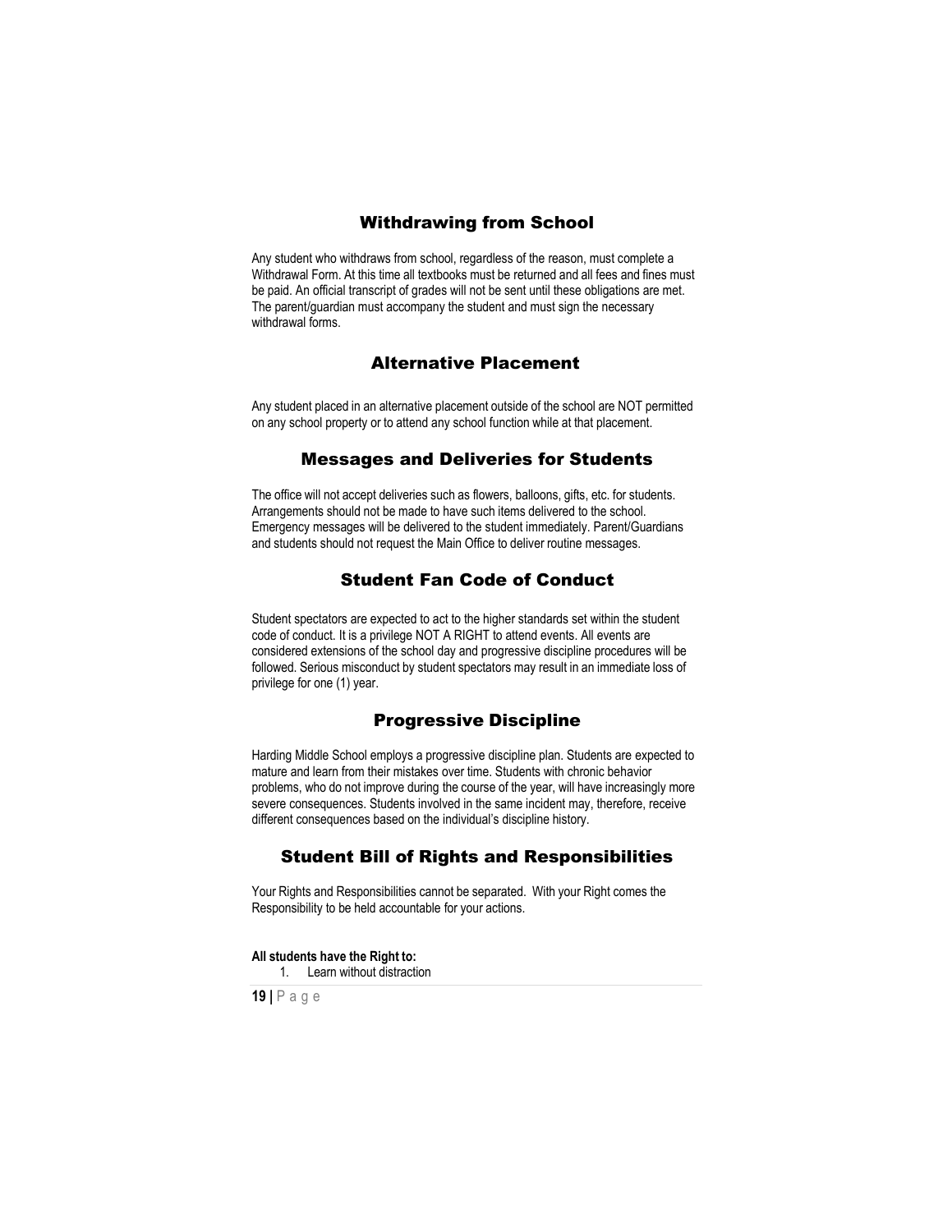## Withdrawing from School

Any student who withdraws from school, regardless of the reason, must complete a Withdrawal Form. At this time all textbooks must be returned and all fees and fines must be paid. An official transcript of grades will not be sent until these obligations are met. The parent/guardian must accompany the student and must sign the necessary withdrawal forms.

## Alternative Placement

Any student placed in an alternative placement outside of the school are NOT permitted on any school property or to attend any school function while at that placement.

## Messages and Deliveries for Students

The office will not accept deliveries such as flowers, balloons, gifts, etc. for students. Arrangements should not be made to have such items delivered to the school. Emergency messages will be delivered to the student immediately. Parent/Guardians and students should not request the Main Office to deliver routine messages.

## Student Fan Code of Conduct

Student spectators are expected to act to the higher standards set within the student code of conduct. It is a privilege NOT A RIGHT to attend events. All events are considered extensions of the school day and progressive discipline procedures will be followed. Serious misconduct by student spectators may result in an immediate loss of privilege for one (1) year.

## Progressive Discipline

Harding Middle School employs a progressive discipline plan. Students are expected to mature and learn from their mistakes over time. Students with chronic behavior problems, who do not improve during the course of the year, will have increasingly more severe consequences. Students involved in the same incident may, therefore, receive different consequences based on the individual's discipline history.

## Student Bill of Rights and Responsibilities

Your Rights and Responsibilities cannot be separated. With your Right comes the Responsibility to be held accountable for your actions.

**All students have the Right to:**

1. Learn without distraction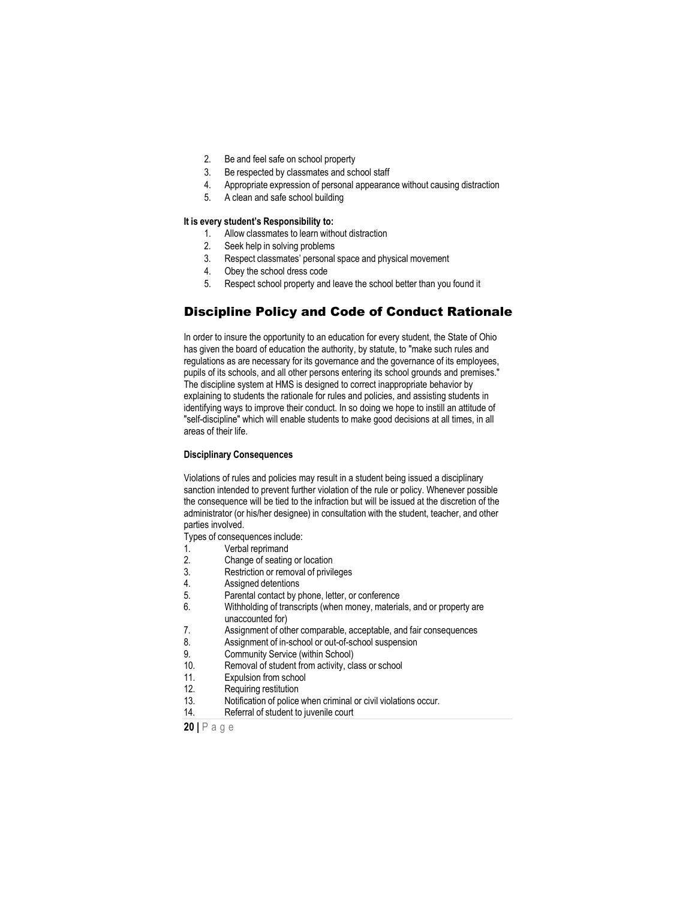2. Be and feel safe on school property
3. Be respected by classmates and school staff
4. Appropriate expression of personal appearance without causing distraction
5. A clean and safe school building

**It is every student's Responsibility to:**

1. Allow classmates to learn without distraction
2. Seek help in solving problems
3. Respect classmates' personal space and physical movement
4. Obey the school dress code
5. Respect school property and leave the school better than you found it

## Discipline Policy and Code of Conduct Rationale

In order to insure the opportunity to an education for every student, the State of Ohio has given the board of education the authority, by statute, to "make such rules and regulations as are necessary for its governance and the governance of its employees, pupils of its schools, and all other persons entering its school grounds and premises." The discipline system at HMS is designed to correct inappropriate behavior by explaining to students the rationale for rules and policies, and assisting students in identifying ways to improve their conduct. In so doing we hope to instill an attitude of "self-discipline" which will enable students to make good decisions at all times, in all areas of their life.

**Disciplinary Consequences**

Violations of rules and policies may result in a student being issued a disciplinary sanction intended to prevent further violation of the rule or policy. Whenever possible the consequence will be tied to the infraction but will be issued at the discretion of the administrator (or his/her designee) in consultation with the student, teacher, and other parties involved.

Types of consequences include:

1. Verbal reprimand
2. Change of seating or location
3. Restriction or removal of privileges
4. Assigned detentions
5. Parental contact by phone, letter, or conference
6. Withholding of transcripts (when money, materials, and or property are unaccounted for)
7. Assignment of other comparable, acceptable, and fair consequences
8. Assignment of in-school or out-of-school suspension
9. Community Service (within School)
10. Removal of student from activity, class or school
11. Expulsion from school
12. Requiring restitution
13. Notification of police when criminal or civil violations occur.
14. Referral of student to juvenile court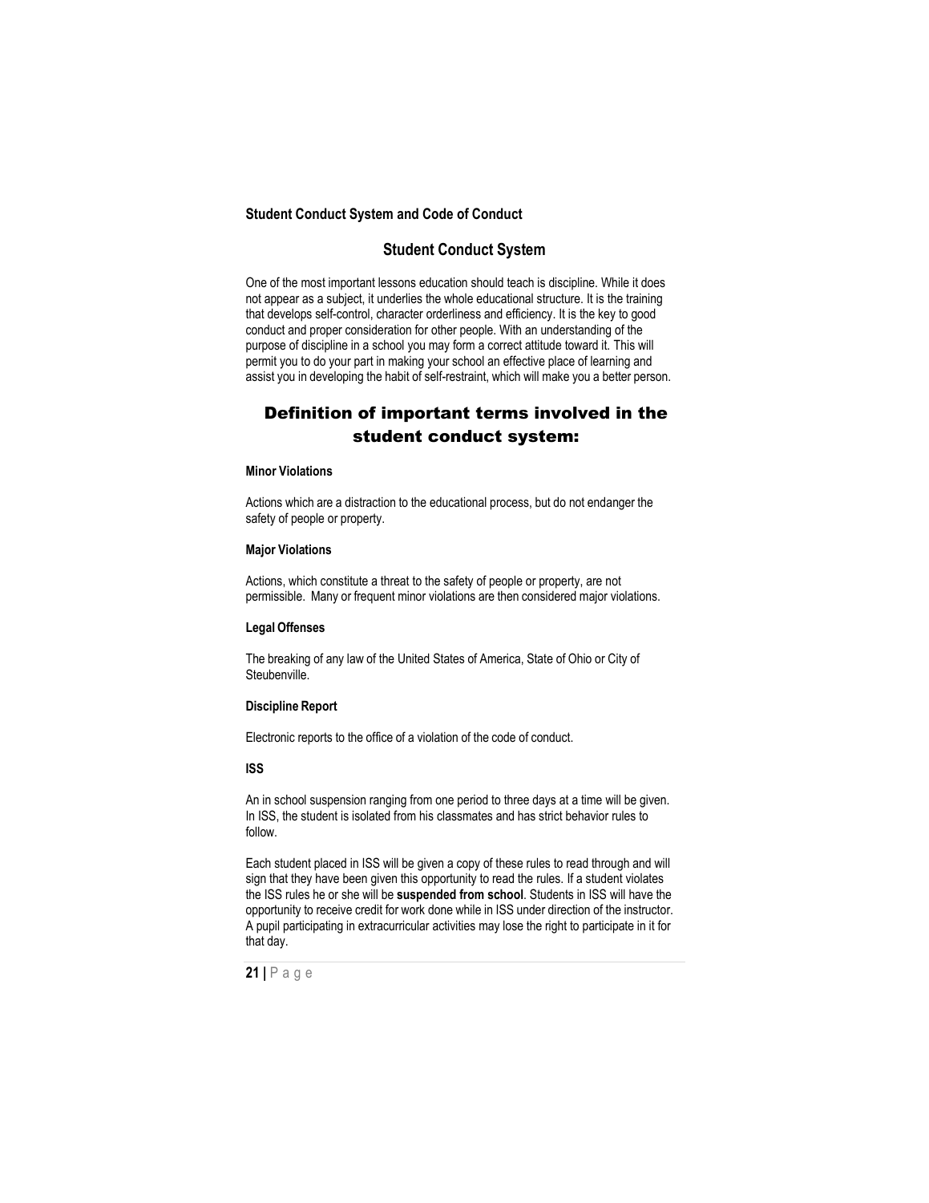**Student Conduct System and Code of Conduct**

## Student Conduct System

One of the most important lessons education should teach is discipline. While it does not appear as a subject, it underlies the whole educational structure. It is the training that develops self-control, character orderliness and efficiency. It is the key to good conduct and proper consideration for other people. With an understanding of the purpose of discipline in a school you may form a correct attitude toward it. This will permit you to do your part in making your school an effective place of learning and assist you in developing the habit of self-restraint, which will make you a better person.

## Definition of important terms involved in the student conduct system:

**Minor Violations**

Actions which are a distraction to the educational process, but do not endanger the safety of people or property.

**Major Violations**

Actions, which constitute a threat to the safety of people or property, are not permissible. Many or frequent minor violations are then considered major violations.

**Legal Offenses**

The breaking of any law of the United States of America, State of Ohio or City of Steubenville.

**Discipline Report**

Electronic reports to the office of a violation of the code of conduct.

**ISS**

An in school suspension ranging from one period to three days at a time will be given. In ISS, the student is isolated from his classmates and has strict behavior rules to follow.

Each student placed in ISS will be given a copy of these rules to read through and will sign that they have been given this opportunity to read the rules. If a student violates the ISS rules he or she will be **suspended from school**. Students in ISS will have the opportunity to receive credit for work done while in ISS under direction of the instructor. A pupil participating in extracurricular activities may lose the right to participate in it for that day.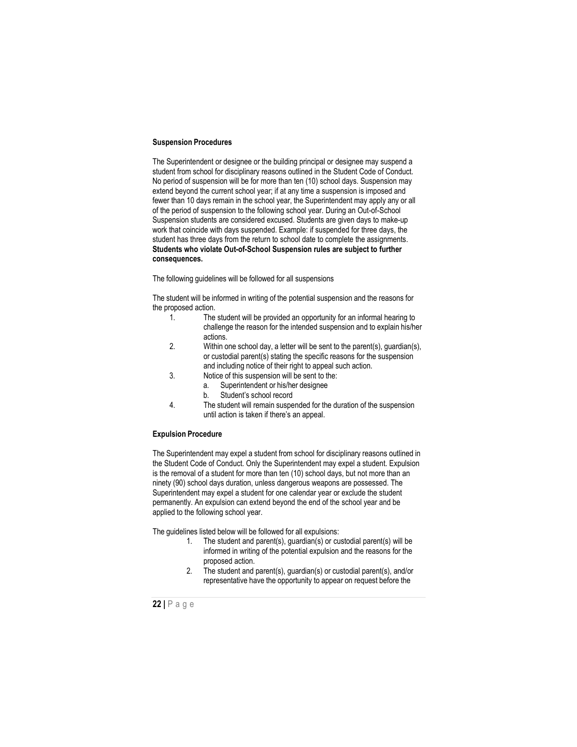**Suspension Procedures**

The Superintendent or designee or the building principal or designee may suspend a student from school for disciplinary reasons outlined in the Student Code of Conduct. No period of suspension will be for more than ten (10) school days. Suspension may extend beyond the current school year; if at any time a suspension is imposed and fewer than 10 days remain in the school year, the Superintendent may apply any or all of the period of suspension to the following school year. During an Out-of-School Suspension students are considered excused. Students are given days to make-up work that coincide with days suspended. Example: if suspended for three days, the student has three days from the return to school date to complete the assignments. **Students who violate Out-of-School Suspension rules are subject to further consequences.**

The following guidelines will be followed for all suspensions

The student will be informed in writing of the potential suspension and the reasons for the proposed action.

1. The student will be provided an opportunity for an informal hearing to challenge the reason for the intended suspension and to explain his/her actions.
2. Within one school day, a letter will be sent to the parent(s), guardian(s), or custodial parent(s) stating the specific reasons for the suspension and including notice of their right to appeal such action.
3. Notice of this suspension will be sent to the:
   a. Superintendent or his/her designee
   b. Student's school record
4. The student will remain suspended for the duration of the suspension until action is taken if there's an appeal.

**Expulsion Procedure**

The Superintendent may expel a student from school for disciplinary reasons outlined in the Student Code of Conduct. Only the Superintendent may expel a student. Expulsion is the removal of a student for more than ten (10) school days, but not more than an ninety (90) school days duration, unless dangerous weapons are possessed. The Superintendent may expel a student for one calendar year or exclude the student permanently. An expulsion can extend beyond the end of the school year and be applied to the following school year.

The guidelines listed below will be followed for all expulsions:

1. The student and parent(s), guardian(s) or custodial parent(s) will be informed in writing of the potential expulsion and the reasons for the proposed action.
2. The student and parent(s), guardian(s) or custodial parent(s), and/or representative have the opportunity to appear on request before the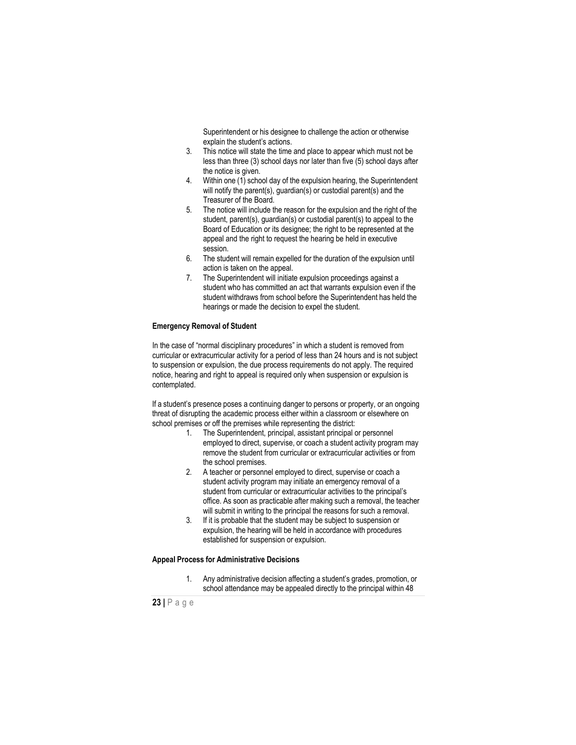Superintendent or his designee to challenge the action or otherwise explain the student's actions.

3. This notice will state the time and place to appear which must not be less than three (3) school days nor later than five (5) school days after the notice is given.
4. Within one (1) school day of the expulsion hearing, the Superintendent will notify the parent(s), guardian(s) or custodial parent(s) and the Treasurer of the Board.
5. The notice will include the reason for the expulsion and the right of the student, parent(s), guardian(s) or custodial parent(s) to appeal to the Board of Education or its designee; the right to be represented at the appeal and the right to request the hearing be held in executive session.
6. The student will remain expelled for the duration of the expulsion until action is taken on the appeal.
7. The Superintendent will initiate expulsion proceedings against a student who has committed an act that warrants expulsion even if the student withdraws from school before the Superintendent has held the hearings or made the decision to expel the student.

**Emergency Removal of Student**

In the case of "normal disciplinary procedures" in which a student is removed from curricular or extracurricular activity for a period of less than 24 hours and is not subject to suspension or expulsion, the due process requirements do not apply. The required notice, hearing and right to appeal is required only when suspension or expulsion is contemplated.

If a student's presence poses a continuing danger to persons or property, or an ongoing threat of disrupting the academic process either within a classroom or elsewhere on school premises or off the premises while representing the district:

1. The Superintendent, principal, assistant principal or personnel employed to direct, supervise, or coach a student activity program may remove the student from curricular or extracurricular activities or from the school premises.
2. A teacher or personnel employed to direct, supervise or coach a student activity program may initiate an emergency removal of a student from curricular or extracurricular activities to the principal's office. As soon as practicable after making such a removal, the teacher will submit in writing to the principal the reasons for such a removal.
3. If it is probable that the student may be subject to suspension or expulsion, the hearing will be held in accordance with procedures established for suspension or expulsion.

**Appeal Process for Administrative Decisions**

1. Any administrative decision affecting a student's grades, promotion, or school attendance may be appealed directly to the principal within 48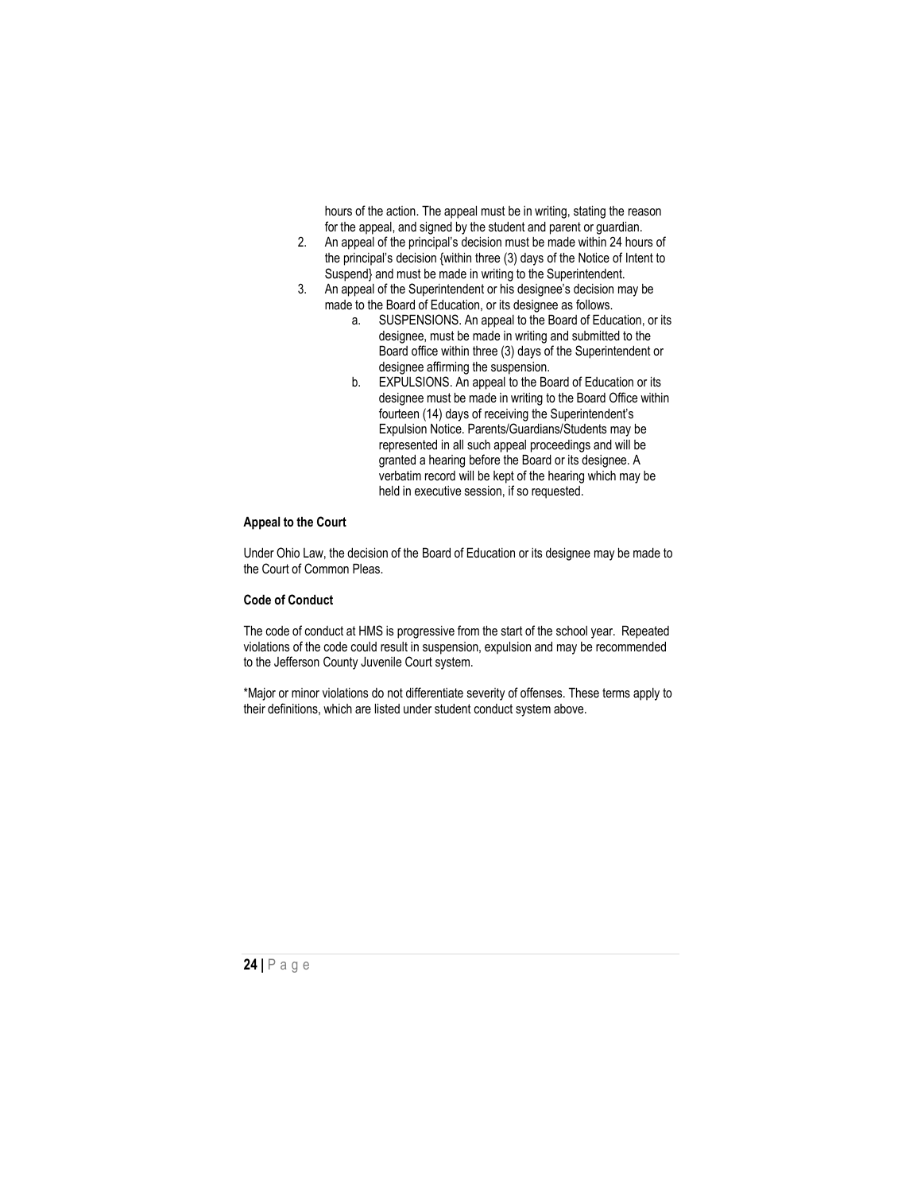hours of the action. The appeal must be in writing, stating the reason for the appeal, and signed by the student and parent or guardian.

2. An appeal of the principal's decision must be made within 24 hours of the principal's decision {within three (3) days of the Notice of Intent to Suspend} and must be made in writing to the Superintendent.
3. An appeal of the Superintendent or his designee's decision may be made to the Board of Education, or its designee as follows.
   a. SUSPENSIONS. An appeal to the Board of Education, or its designee, must be made in writing and submitted to the Board office within three (3) days of the Superintendent or designee affirming the suspension.
   b. EXPULSIONS. An appeal to the Board of Education or its designee must be made in writing to the Board Office within fourteen (14) days of receiving the Superintendent's Expulsion Notice. Parents/Guardians/Students may be represented in all such appeal proceedings and will be granted a hearing before the Board or its designee. A verbatim record will be kept of the hearing which may be held in executive session, if so requested.

**Appeal to the Court**

Under Ohio Law, the decision of the Board of Education or its designee may be made to the Court of Common Pleas.

**Code of Conduct**

The code of conduct at HMS is progressive from the start of the school year. Repeated violations of the code could result in suspension, expulsion and may be recommended to the Jefferson County Juvenile Court system.

*Major or minor violations do not differentiate severity of offenses. These terms apply to their definitions, which are listed under student conduct system above.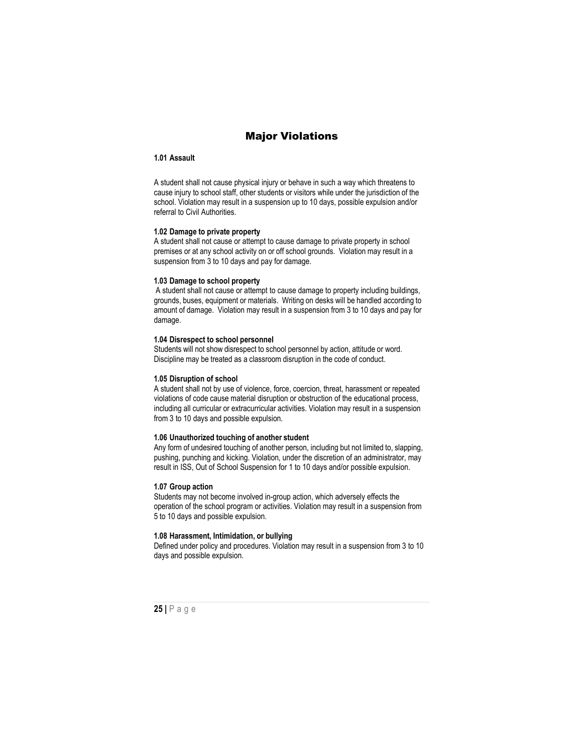# Major Violations

### 1.01 Assault

A student shall not cause physical injury or behave in such a way which threatens to cause injury to school staff, other students or visitors while under the jurisdiction of the school. Violation may result in a suspension up to 10 days, possible expulsion and/or referral to Civil Authorities.

### 1.02 Damage to private property

A student shall not cause or attempt to cause damage to private property in school premises or at any school activity on or off school grounds. Violation may result in a suspension from 3 to 10 days and pay for damage.

### 1.03 Damage to school property

A student shall not cause or attempt to cause damage to property including buildings, grounds, buses, equipment or materials. Writing on desks will be handled according to amount of damage. Violation may result in a suspension from 3 to 10 days and pay for damage.

### 1.04 Disrespect to school personnel

Students will not show disrespect to school personnel by action, attitude or word. Discipline may be treated as a classroom disruption in the code of conduct.

### 1.05 Disruption of school

A student shall not by use of violence, force, coercion, threat, harassment or repeated violations of code cause material disruption or obstruction of the educational process, including all curricular or extracurricular activities. Violation may result in a suspension from 3 to 10 days and possible expulsion.

### 1.06 Unauthorized touching of another student

Any form of undesired touching of another person, including but not limited to, slapping, pushing, punching and kicking. Violation, under the discretion of an administrator, may result in ISS, Out of School Suspension for 1 to 10 days and/or possible expulsion.

### 1.07 Group action

Students may not become involved in-group action, which adversely effects the operation of the school program or activities. Violation may result in a suspension from 5 to 10 days and possible expulsion.

### 1.08 Harassment, Intimidation, or bullying

Defined under policy and procedures. Violation may result in a suspension from 3 to 10 days and possible expulsion.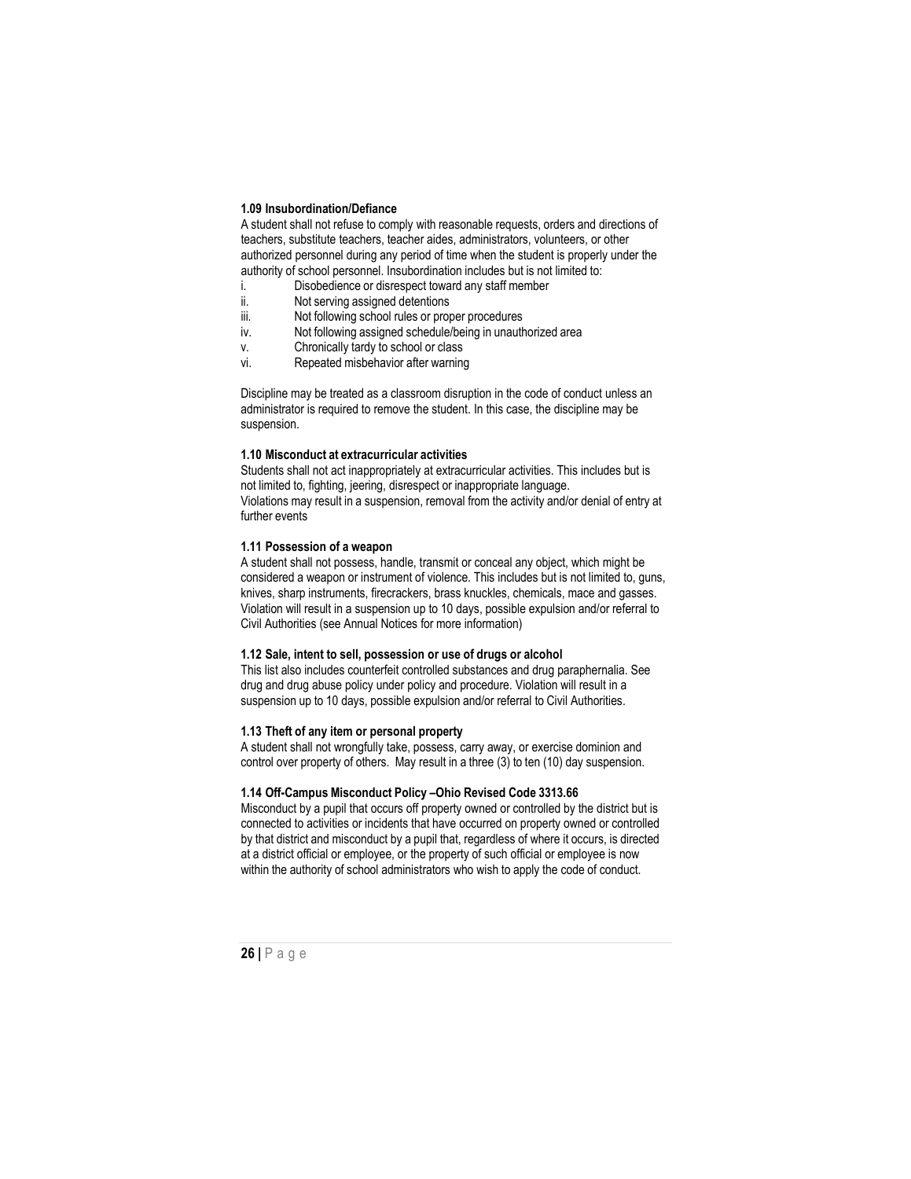**1.09 Insubordination/Defiance**

A student shall not refuse to comply with reasonable requests, orders and directions of teachers, substitute teachers, teacher aides, administrators, volunteers, or other authorized personnel during any period of time when the student is properly under the authority of school personnel. Insubordination includes but is not limited to:

i. Disobedience or disrespect toward any staff member
ii. Not serving assigned detentions
iii. Not following school rules or proper procedures
iv. Not following assigned schedule/being in unauthorized area
v. Chronically tardy to school or class
vi. Repeated misbehavior after warning

Discipline may be treated as a classroom disruption in the code of conduct unless an administrator is required to remove the student. In this case, the discipline may be suspension.

**1.10 Misconduct at extracurricular activities**

Students shall not act inappropriately at extracurricular activities. This includes but is not limited to, fighting, jeering, disrespect or inappropriate language.
Violations may result in a suspension, removal from the activity and/or denial of entry at further events

**1.11 Possession of a weapon**

A student shall not possess, handle, transmit or conceal any object, which might be considered a weapon or instrument of violence. This includes but is not limited to, guns, knives, sharp instruments, firecrackers, brass knuckles, chemicals, mace and gasses. Violation will result in a suspension up to 10 days, possible expulsion and/or referral to Civil Authorities (see Annual Notices for more information)

**1.12 Sale, intent to sell, possession or use of drugs or alcohol**

This list also includes counterfeit controlled substances and drug paraphernalia. See drug and drug abuse policy under policy and procedure. Violation will result in a suspension up to 10 days, possible expulsion and/or referral to Civil Authorities.

**1.13 Theft of any item or personal property**

A student shall not wrongfully take, possess, carry away, or exercise dominion and control over property of others. May result in a three (3) to ten (10) day suspension.

**1.14 Off-Campus Misconduct Policy –Ohio Revised Code 3313.66**

Misconduct by a pupil that occurs off property owned or controlled by the district but is connected to activities or incidents that have occurred on property owned or controlled by that district and misconduct by a pupil that, regardless of where it occurs, is directed at a district official or employee, or the property of such official or employee is now within the authority of school administrators who wish to apply the code of conduct.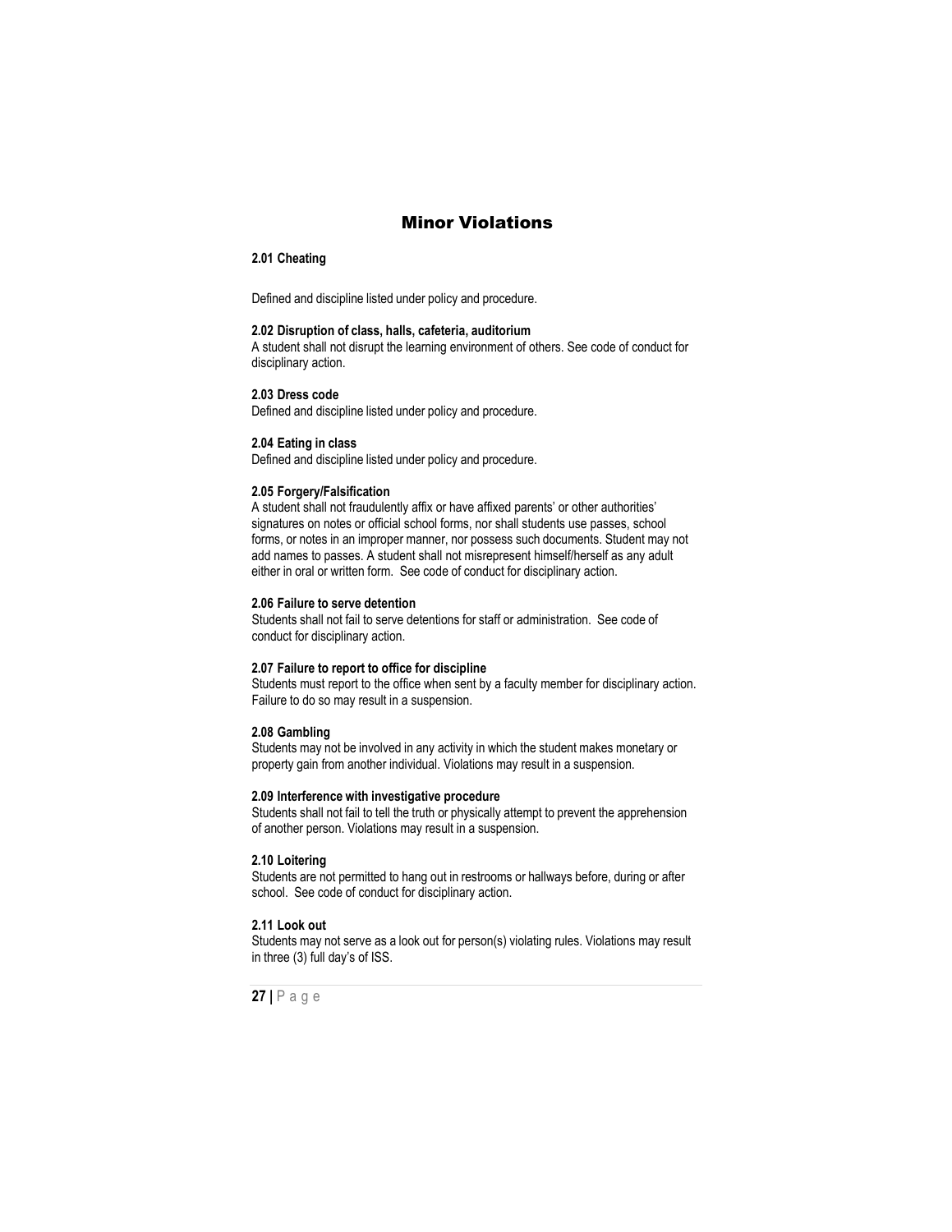# Minor Violations

**2.01 Cheating**

Defined and discipline listed under policy and procedure.

**2.02 Disruption of class, halls, cafeteria, auditorium**
A student shall not disrupt the learning environment of others. See code of conduct for disciplinary action.

**2.03 Dress code**
Defined and discipline listed under policy and procedure.

**2.04 Eating in class**
Defined and discipline listed under policy and procedure.

**2.05 Forgery/Falsification**
A student shall not fraudulently affix or have affixed parents' or other authorities' signatures on notes or official school forms, nor shall students use passes, school forms, or notes in an improper manner, nor possess such documents. Student may not add names to passes. A student shall not misrepresent himself/herself as any adult either in oral or written form. See code of conduct for disciplinary action.

**2.06 Failure to serve detention**
Students shall not fail to serve detentions for staff or administration. See code of conduct for disciplinary action.

**2.07 Failure to report to office for discipline**
Students must report to the office when sent by a faculty member for disciplinary action. Failure to do so may result in a suspension.

**2.08 Gambling**
Students may not be involved in any activity in which the student makes monetary or property gain from another individual. Violations may result in a suspension.

**2.09 Interference with investigative procedure**
Students shall not fail to tell the truth or physically attempt to prevent the apprehension of another person. Violations may result in a suspension.

**2.10 Loitering**
Students are not permitted to hang out in restrooms or hallways before, during or after school. See code of conduct for disciplinary action.

**2.11 Look out**
Students may not serve as a look out for person(s) violating rules. Violations may result in three (3) full day's of ISS.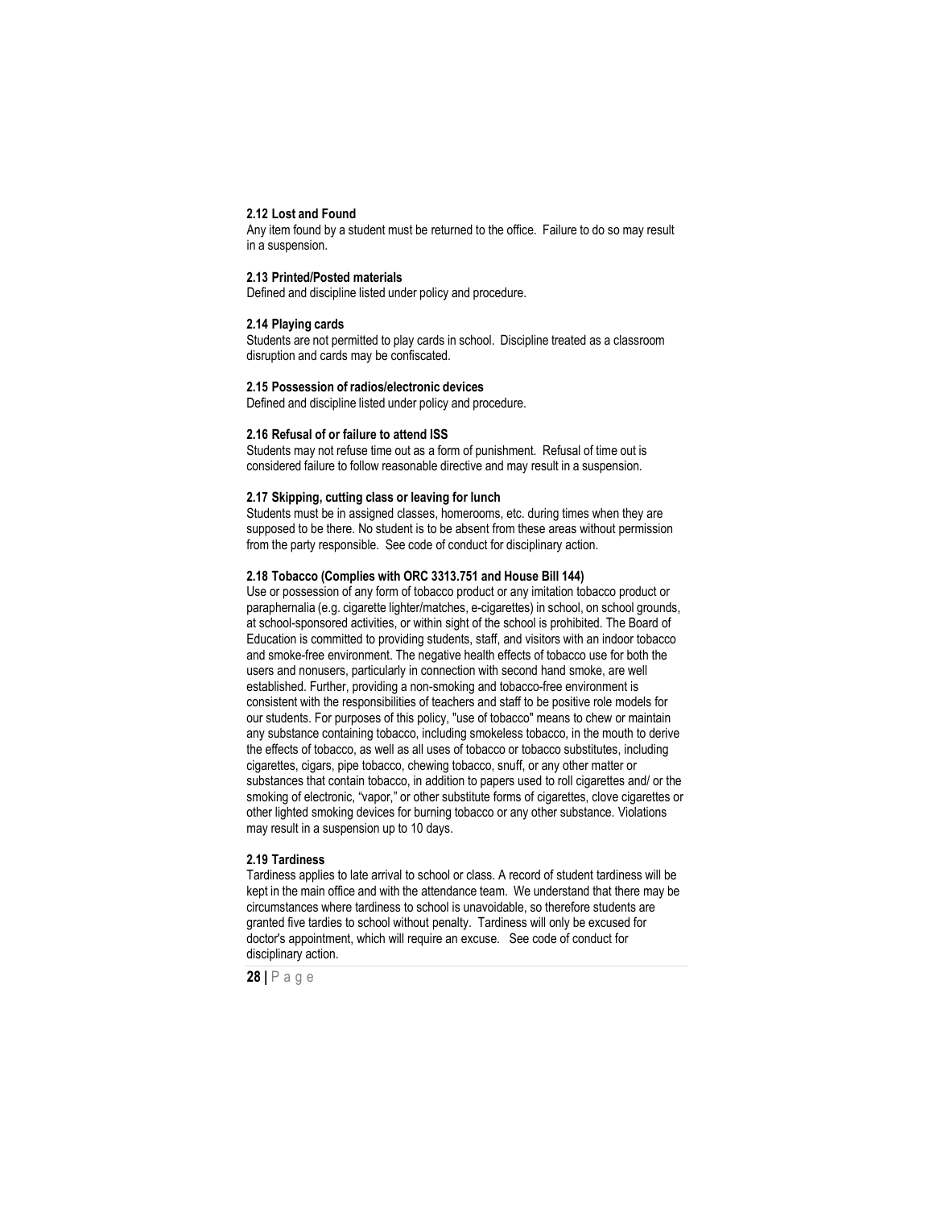**2.12 Lost and Found**

Any item found by a student must be returned to the office. Failure to do so may result in a suspension.

**2.13 Printed/Posted materials**

Defined and discipline listed under policy and procedure.

**2.14 Playing cards**

Students are not permitted to play cards in school. Discipline treated as a classroom disruption and cards may be confiscated.

**2.15 Possession of radios/electronic devices**

Defined and discipline listed under policy and procedure.

**2.16 Refusal of or failure to attend ISS**

Students may not refuse time out as a form of punishment. Refusal of time out is considered failure to follow reasonable directive and may result in a suspension.

**2.17 Skipping, cutting class or leaving for lunch**

Students must be in assigned classes, homerooms, etc. during times when they are supposed to be there. No student is to be absent from these areas without permission from the party responsible. See code of conduct for disciplinary action.

**2.18 Tobacco (Complies with ORC 3313.751 and House Bill 144)**

Use or possession of any form of tobacco product or any imitation tobacco product or paraphernalia (e.g. cigarette lighter/matches, e-cigarettes) in school, on school grounds, at school-sponsored activities, or within sight of the school is prohibited. The Board of Education is committed to providing students, staff, and visitors with an indoor tobacco and smoke-free environment. The negative health effects of tobacco use for both the users and nonusers, particularly in connection with second hand smoke, are well established. Further, providing a non-smoking and tobacco-free environment is consistent with the responsibilities of teachers and staff to be positive role models for our students. For purposes of this policy, "use of tobacco" means to chew or maintain any substance containing tobacco, including smokeless tobacco, in the mouth to derive the effects of tobacco, as well as all uses of tobacco or tobacco substitutes, including cigarettes, cigars, pipe tobacco, chewing tobacco, snuff, or any other matter or substances that contain tobacco, in addition to papers used to roll cigarettes and/ or the smoking of electronic, "vapor," or other substitute forms of cigarettes, clove cigarettes or other lighted smoking devices for burning tobacco or any other substance. Violations may result in a suspension up to 10 days.

**2.19 Tardiness**

Tardiness applies to late arrival to school or class. A record of student tardiness will be kept in the main office and with the attendance team. We understand that there may be circumstances where tardiness to school is unavoidable, so therefore students are granted five tardies to school without penalty. Tardiness will only be excused for doctor's appointment, which will require an excuse. See code of conduct for disciplinary action.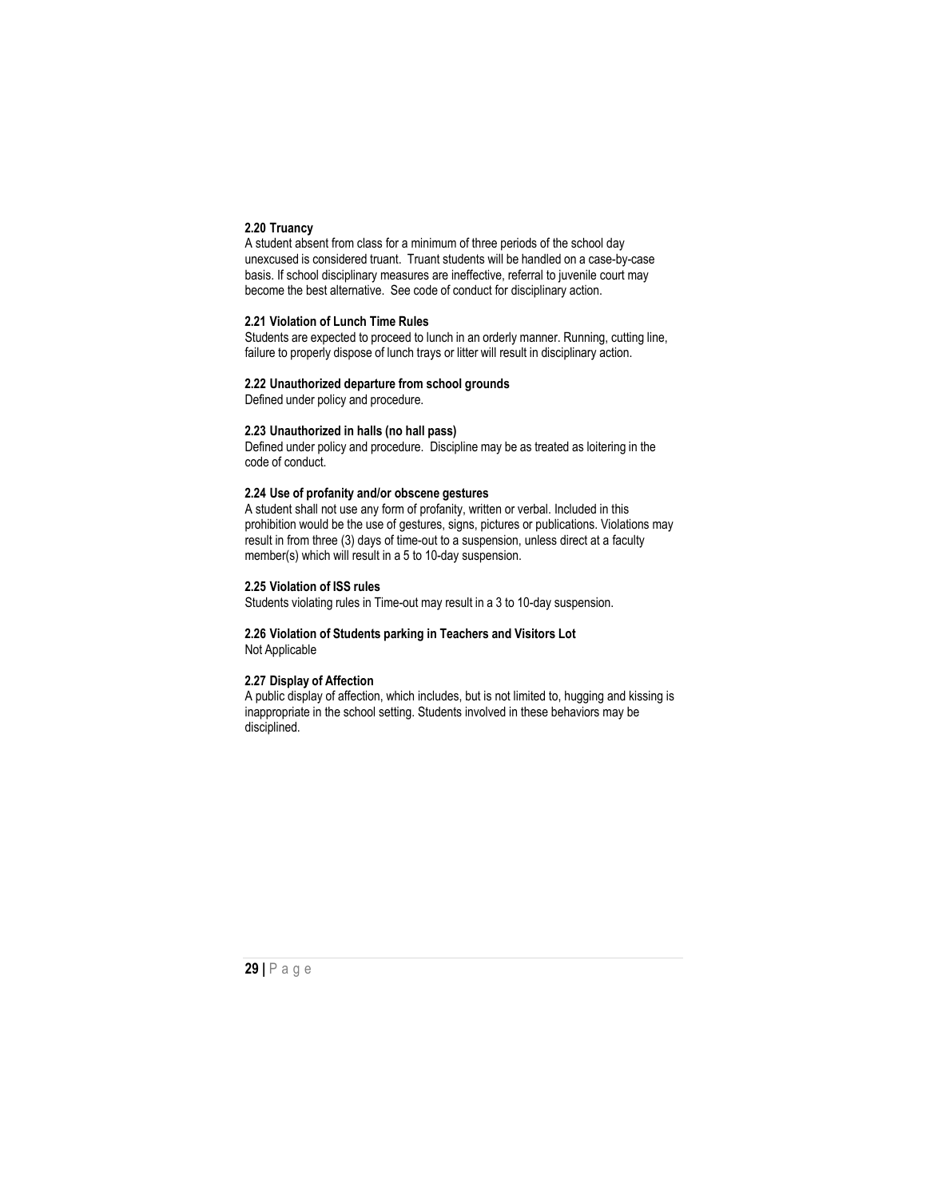### 2.20 Truancy

A student absent from class for a minimum of three periods of the school day unexcused is considered truant. Truant students will be handled on a case-by-case basis. If school disciplinary measures are ineffective, referral to juvenile court may become the best alternative. See code of conduct for disciplinary action.

### 2.21 Violation of Lunch Time Rules

Students are expected to proceed to lunch in an orderly manner. Running, cutting line, failure to properly dispose of lunch trays or litter will result in disciplinary action.

### 2.22 Unauthorized departure from school grounds

Defined under policy and procedure.

### 2.23 Unauthorized in halls (no hall pass)

Defined under policy and procedure. Discipline may be as treated as loitering in the code of conduct.

### 2.24 Use of profanity and/or obscene gestures

A student shall not use any form of profanity, written or verbal. Included in this prohibition would be the use of gestures, signs, pictures or publications. Violations may result in from three (3) days of time-out to a suspension, unless direct at a faculty member(s) which will result in a 5 to 10-day suspension.

### 2.25 Violation of ISS rules

Students violating rules in Time-out may result in a 3 to 10-day suspension.

### 2.26 Violation of Students parking in Teachers and Visitors Lot

Not Applicable

### 2.27 Display of Affection

A public display of affection, which includes, but is not limited to, hugging and kissing is inappropriate in the school setting. Students involved in these behaviors may be disciplined.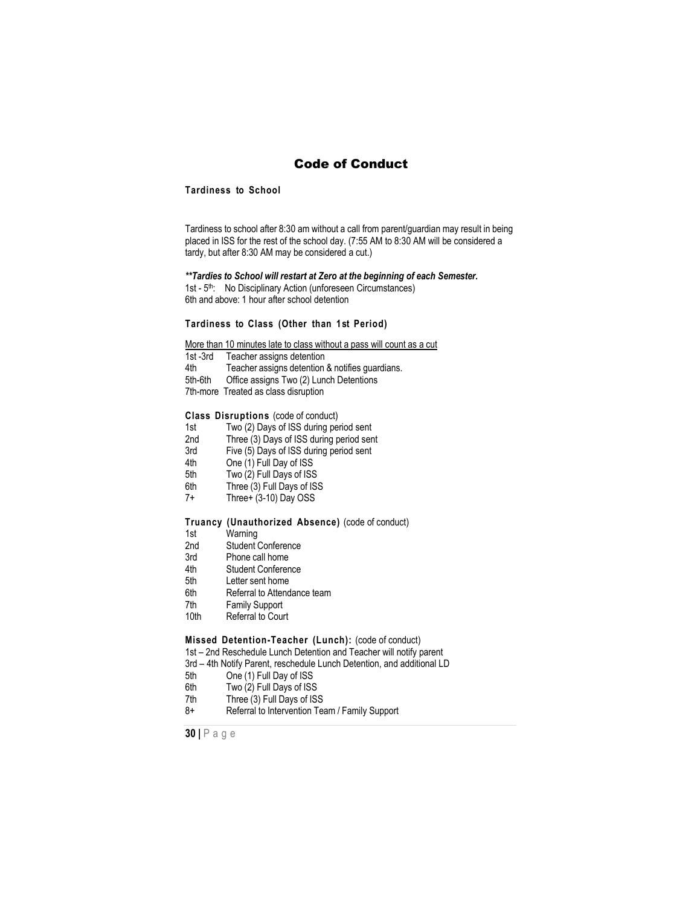# Code of Conduct

### Tardiness to School

Tardiness to school after 8:30 am without a call from parent/guardian may result in being placed in ISS for the rest of the school day. (7:55 AM to 8:30 AM will be considered a tardy, but after 8:30 AM may be considered a cut.)

***\*\*Tardies to School will restart at Zero at the beginning of each Semester.***

1st - 5th: No Disciplinary Action (unforeseen Circumstances)
6th and above: 1 hour after school detention

### Tardiness to Class (Other than 1st Period)

<u>More than 10 minutes late to class without a pass will count as a cut</u>

1st -3rd Teacher assigns detention
4th Teacher assigns detention & notifies guardians.
5th-6th Office assigns Two (2) Lunch Detentions
7th-more Treated as class disruption

### Class Disruptions (code of conduct)

1st Two (2) Days of ISS during period sent
2nd Three (3) Days of ISS during period sent
3rd Five (5) Days of ISS during period sent
4th One (1) Full Day of ISS
5th Two (2) Full Days of ISS
6th Three (3) Full Days of ISS
7+ Three+ (3-10) Day OSS

### Truancy (Unauthorized Absence) (code of conduct)

1st Warning
2nd Student Conference
3rd Phone call home
4th Student Conference
5th Letter sent home
6th Referral to Attendance team
7th Family Support
10th Referral to Court

### Missed Detention-Teacher (Lunch): (code of conduct)

1st – 2nd Reschedule Lunch Detention and Teacher will notify parent
3rd – 4th Notify Parent, reschedule Lunch Detention, and additional LD
5th One (1) Full Day of ISS
6th Two (2) Full Days of ISS
7th Three (3) Full Days of ISS
8+ Referral to Intervention Team / Family Support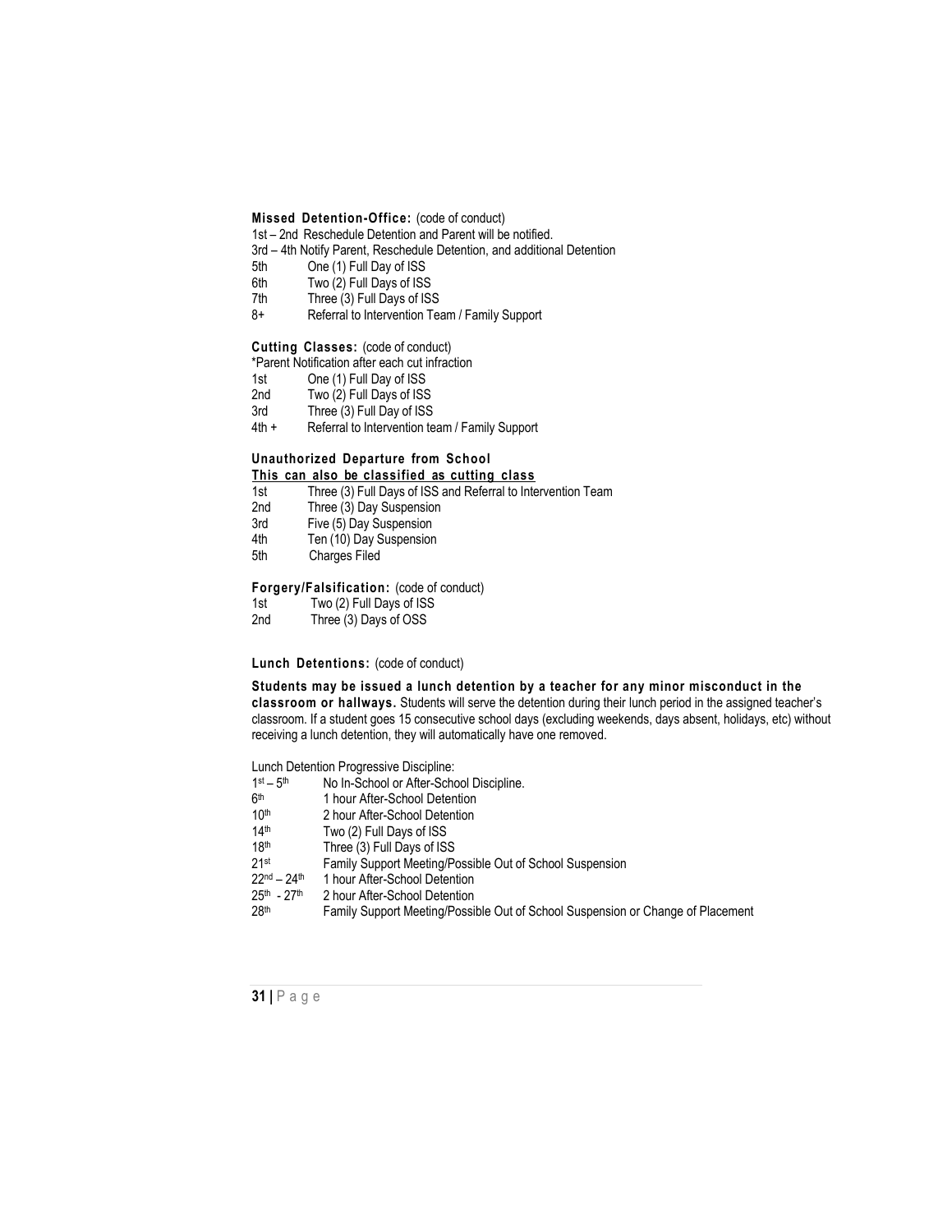**Missed Detention-Office:** (code of conduct)

1st – 2nd Reschedule Detention and Parent will be notified.

3rd – 4th Notify Parent, Reschedule Detention, and additional Detention

5th One (1) Full Day of ISS

6th Two (2) Full Days of ISS

7th Three (3) Full Days of ISS

8+ Referral to Intervention Team / Family Support

**Cutting Classes:** (code of conduct)

*Parent Notification after each cut infraction

1st One (1) Full Day of ISS

2nd Two (2) Full Days of ISS

3rd Three (3) Full Day of ISS

4th + Referral to Intervention team / Family Support

**Unauthorized Departure from School**

**<u>This can also be classified as cutting class</u>**

1st Three (3) Full Days of ISS and Referral to Intervention Team

2nd Three (3) Day Suspension

3rd Five (5) Day Suspension

4th Ten (10) Day Suspension

5th Charges Filed

**Forgery/Falsification:** (code of conduct)

1st Two (2) Full Days of ISS

2nd Three (3) Days of OSS

**Lunch Detentions:** (code of conduct)

**Students may be issued a lunch detention by a teacher for any minor misconduct in the classroom or hallways.** Students will serve the detention during their lunch period in the assigned teacher's classroom. If a student goes 15 consecutive school days (excluding weekends, days absent, holidays, etc) without receiving a lunch detention, they will automatically have one removed.

Lunch Detention Progressive Discipline:

1st – 5th No In-School or After-School Discipline.

6th 1 hour After-School Detention

10th 2 hour After-School Detention

14th Two (2) Full Days of ISS

18th Three (3) Full Days of ISS

21st Family Support Meeting/Possible Out of School Suspension

22nd – 24th 1 hour After-School Detention

25th - 27th 2 hour After-School Detention

28th Family Support Meeting/Possible Out of School Suspension or Change of Placement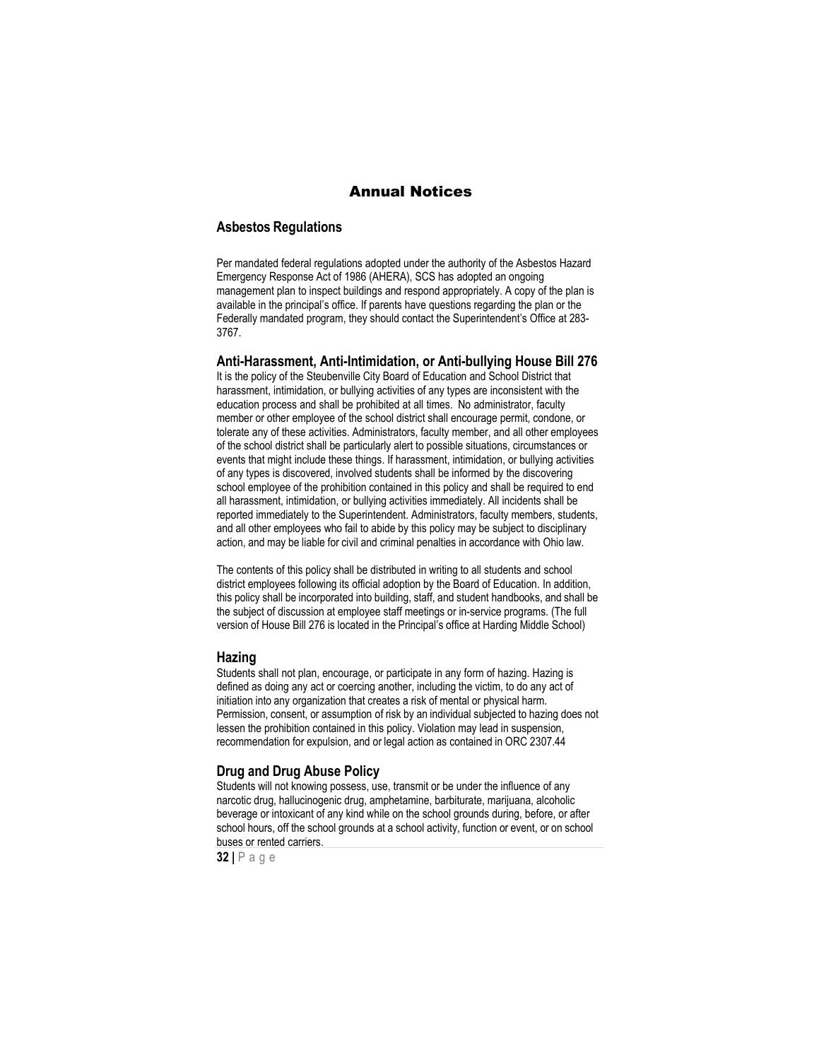# Annual Notices

## Asbestos Regulations

Per mandated federal regulations adopted under the authority of the Asbestos Hazard Emergency Response Act of 1986 (AHERA), SCS has adopted an ongoing management plan to inspect buildings and respond appropriately. A copy of the plan is available in the principal's office. If parents have questions regarding the plan or the Federally mandated program, they should contact the Superintendent's Office at 283-3767.

## Anti-Harassment, Anti-Intimidation, or Anti-bullying House Bill 276

It is the policy of the Steubenville City Board of Education and School District that harassment, intimidation, or bullying activities of any types are inconsistent with the education process and shall be prohibited at all times. No administrator, faculty member or other employee of the school district shall encourage permit, condone, or tolerate any of these activities. Administrators, faculty member, and all other employees of the school district shall be particularly alert to possible situations, circumstances or events that might include these things. If harassment, intimidation, or bullying activities of any types is discovered, involved students shall be informed by the discovering school employee of the prohibition contained in this policy and shall be required to end all harassment, intimidation, or bullying activities immediately. All incidents shall be reported immediately to the Superintendent. Administrators, faculty members, students, and all other employees who fail to abide by this policy may be subject to disciplinary action, and may be liable for civil and criminal penalties in accordance with Ohio law.

The contents of this policy shall be distributed in writing to all students and school district employees following its official adoption by the Board of Education. In addition, this policy shall be incorporated into building, staff, and student handbooks, and shall be the subject of discussion at employee staff meetings or in-service programs. (The full version of House Bill 276 is located in the Principal's office at Harding Middle School)

## Hazing

Students shall not plan, encourage, or participate in any form of hazing. Hazing is defined as doing any act or coercing another, including the victim, to do any act of initiation into any organization that creates a risk of mental or physical harm. Permission, consent, or assumption of risk by an individual subjected to hazing does not lessen the prohibition contained in this policy. Violation may lead in suspension, recommendation for expulsion, and or legal action as contained in ORC 2307.44

## Drug and Drug Abuse Policy

Students will not knowing possess, use, transmit or be under the influence of any narcotic drug, hallucinogenic drug, amphetamine, barbiturate, marijuana, alcoholic beverage or intoxicant of any kind while on the school grounds during, before, or after school hours, off the school grounds at a school activity, function or event, or on school buses or rented carriers.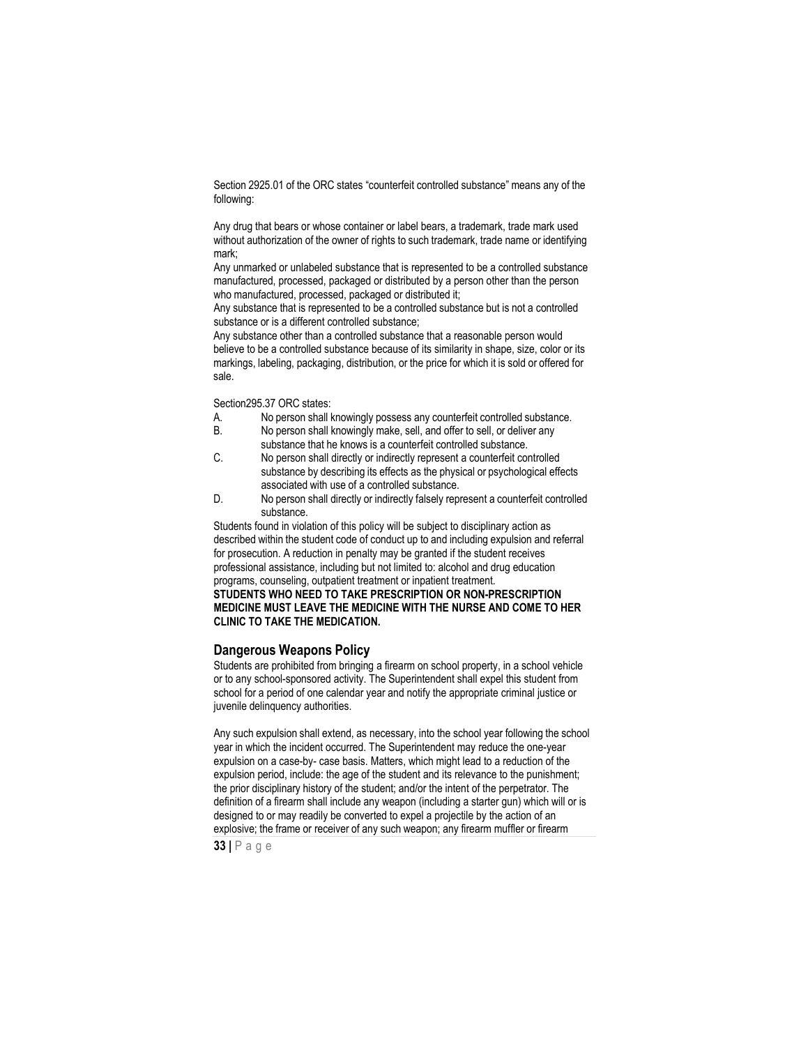Section 2925.01 of the ORC states "counterfeit controlled substance" means any of the following:

Any drug that bears or whose container or label bears, a trademark, trade mark used without authorization of the owner of rights to such trademark, trade name or identifying mark;
Any unmarked or unlabeled substance that is represented to be a controlled substance manufactured, processed, packaged or distributed by a person other than the person who manufactured, processed, packaged or distributed it;
Any substance that is represented to be a controlled substance but is not a controlled substance or is a different controlled substance;
Any substance other than a controlled substance that a reasonable person would believe to be a controlled substance because of its similarity in shape, size, color or its markings, labeling, packaging, distribution, or the price for which it is sold or offered for sale.

Section295.37 ORC states:

A. No person shall knowingly possess any counterfeit controlled substance.
B. No person shall knowingly make, sell, and offer to sell, or deliver any substance that he knows is a counterfeit controlled substance.
C. No person shall directly or indirectly represent a counterfeit controlled substance by describing its effects as the physical or psychological effects associated with use of a controlled substance.
D. No person shall directly or indirectly falsely represent a counterfeit controlled substance.

Students found in violation of this policy will be subject to disciplinary action as described within the student code of conduct up to and including expulsion and referral for prosecution. A reduction in penalty may be granted if the student receives professional assistance, including but not limited to: alcohol and drug education programs, counseling, outpatient treatment or inpatient treatment.
**STUDENTS WHO NEED TO TAKE PRESCRIPTION OR NON-PRESCRIPTION MEDICINE MUST LEAVE THE MEDICINE WITH THE NURSE AND COME TO HER CLINIC TO TAKE THE MEDICATION.**

## Dangerous Weapons Policy

Students are prohibited from bringing a firearm on school property, in a school vehicle or to any school-sponsored activity. The Superintendent shall expel this student from school for a period of one calendar year and notify the appropriate criminal justice or juvenile delinquency authorities.

Any such expulsion shall extend, as necessary, into the school year following the school year in which the incident occurred. The Superintendent may reduce the one-year expulsion on a case-by- case basis. Matters, which might lead to a reduction of the expulsion period, include: the age of the student and its relevance to the punishment; the prior disciplinary history of the student; and/or the intent of the perpetrator. The definition of a firearm shall include any weapon (including a starter gun) which will or is designed to or may readily be converted to expel a projectile by the action of an explosive; the frame or receiver of any such weapon; any firearm muffler or firearm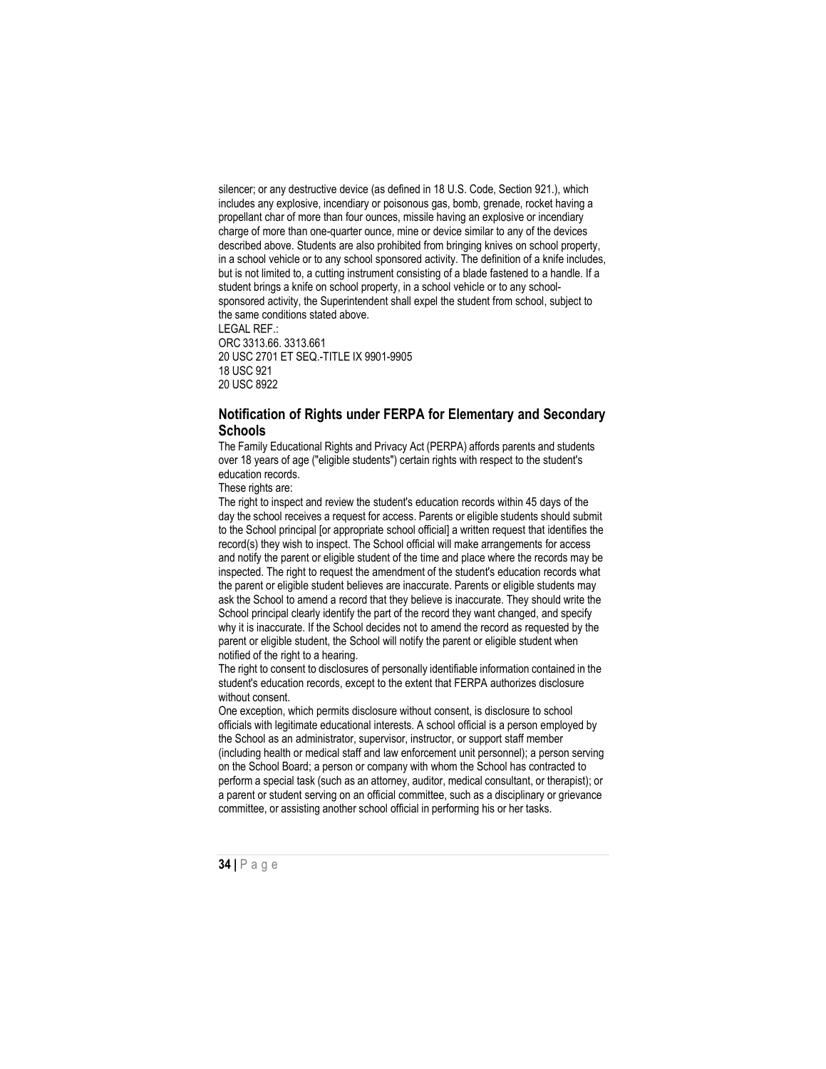silencer; or any destructive device (as defined in 18 U.S. Code, Section 921.), which includes any explosive, incendiary or poisonous gas, bomb, grenade, rocket having a propellant char of more than four ounces, missile having an explosive or incendiary charge of more than one-quarter ounce, mine or device similar to any of the devices described above. Students are also prohibited from bringing knives on school property, in a school vehicle or to any school sponsored activity. The definition of a knife includes, but is not limited to, a cutting instrument consisting of a blade fastened to a handle. If a student brings a knife on school property, in a school vehicle or to any school-sponsored activity, the Superintendent shall expel the student from school, subject to the same conditions stated above.

LEGAL REF.:
ORC 3313.66. 3313.661
20 USC 2701 ET SEQ.-TITLE IX 9901-9905
18 USC 921
20 USC 8922

## Notification of Rights under FERPA for Elementary and Secondary Schools

The Family Educational Rights and Privacy Act (PERPA) affords parents and students over 18 years of age ("eligible students") certain rights with respect to the student's education records.

These rights are:

The right to inspect and review the student's education records within 45 days of the day the school receives a request for access. Parents or eligible students should submit to the School principal [or appropriate school official] a written request that identifies the record(s) they wish to inspect. The School official will make arrangements for access and notify the parent or eligible student of the time and place where the records may be inspected. The right to request the amendment of the student's education records what the parent or eligible student believes are inaccurate. Parents or eligible students may ask the School to amend a record that they believe is inaccurate. They should write the School principal clearly identify the part of the record they want changed, and specify why it is inaccurate. If the School decides not to amend the record as requested by the parent or eligible student, the School will notify the parent or eligible student when notified of the right to a hearing.

The right to consent to disclosures of personally identifiable information contained in the student's education records, except to the extent that FERPA authorizes disclosure without consent.

One exception, which permits disclosure without consent, is disclosure to school officials with legitimate educational interests. A school official is a person employed by the School as an administrator, supervisor, instructor, or support staff member (including health or medical staff and law enforcement unit personnel); a person serving on the School Board; a person or company with whom the School has contracted to perform a special task (such as an attorney, auditor, medical consultant, or therapist); or a parent or student serving on an official committee, such as a disciplinary or grievance committee, or assisting another school official in performing his or her tasks.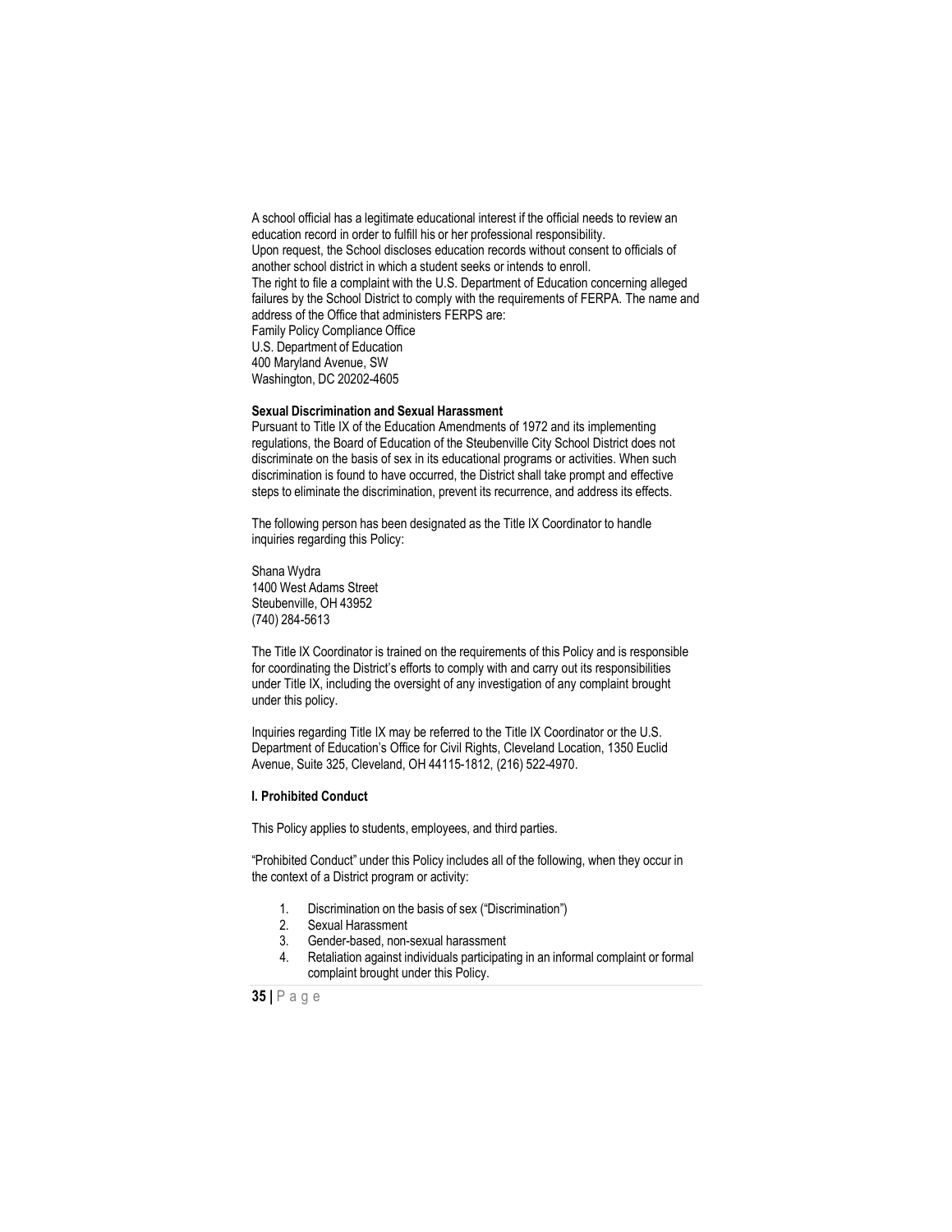A school official has a legitimate educational interest if the official needs to review an education record in order to fulfill his or her professional responsibility.

Upon request, the School discloses education records without consent to officials of another school district in which a student seeks or intends to enroll.

The right to file a complaint with the U.S. Department of Education concerning alleged failures by the School District to comply with the requirements of FERPA. The name and address of the Office that administers FERPS are:

Family Policy Compliance Office
U.S. Department of Education
400 Maryland Avenue, SW
Washington, DC 20202-4605

**Sexual Discrimination and Sexual Harassment**

Pursuant to Title IX of the Education Amendments of 1972 and its implementing regulations, the Board of Education of the Steubenville City School District does not discriminate on the basis of sex in its educational programs or activities. When such discrimination is found to have occurred, the District shall take prompt and effective steps to eliminate the discrimination, prevent its recurrence, and address its effects.

The following person has been designated as the Title IX Coordinator to handle inquiries regarding this Policy:

Shana Wydra
1400 West Adams Street
Steubenville, OH 43952
(740) 284-5613

The Title IX Coordinator is trained on the requirements of this Policy and is responsible for coordinating the District's efforts to comply with and carry out its responsibilities under Title IX, including the oversight of any investigation of any complaint brought under this policy.

Inquiries regarding Title IX may be referred to the Title IX Coordinator or the U.S. Department of Education's Office for Civil Rights, Cleveland Location, 1350 Euclid Avenue, Suite 325, Cleveland, OH 44115-1812, (216) 522-4970.

**I. Prohibited Conduct**

This Policy applies to students, employees, and third parties.

"Prohibited Conduct" under this Policy includes all of the following, when they occur in the context of a District program or activity:

1. Discrimination on the basis of sex ("Discrimination")
2. Sexual Harassment
3. Gender-based, non-sexual harassment
4. Retaliation against individuals participating in an informal complaint or formal complaint brought under this Policy.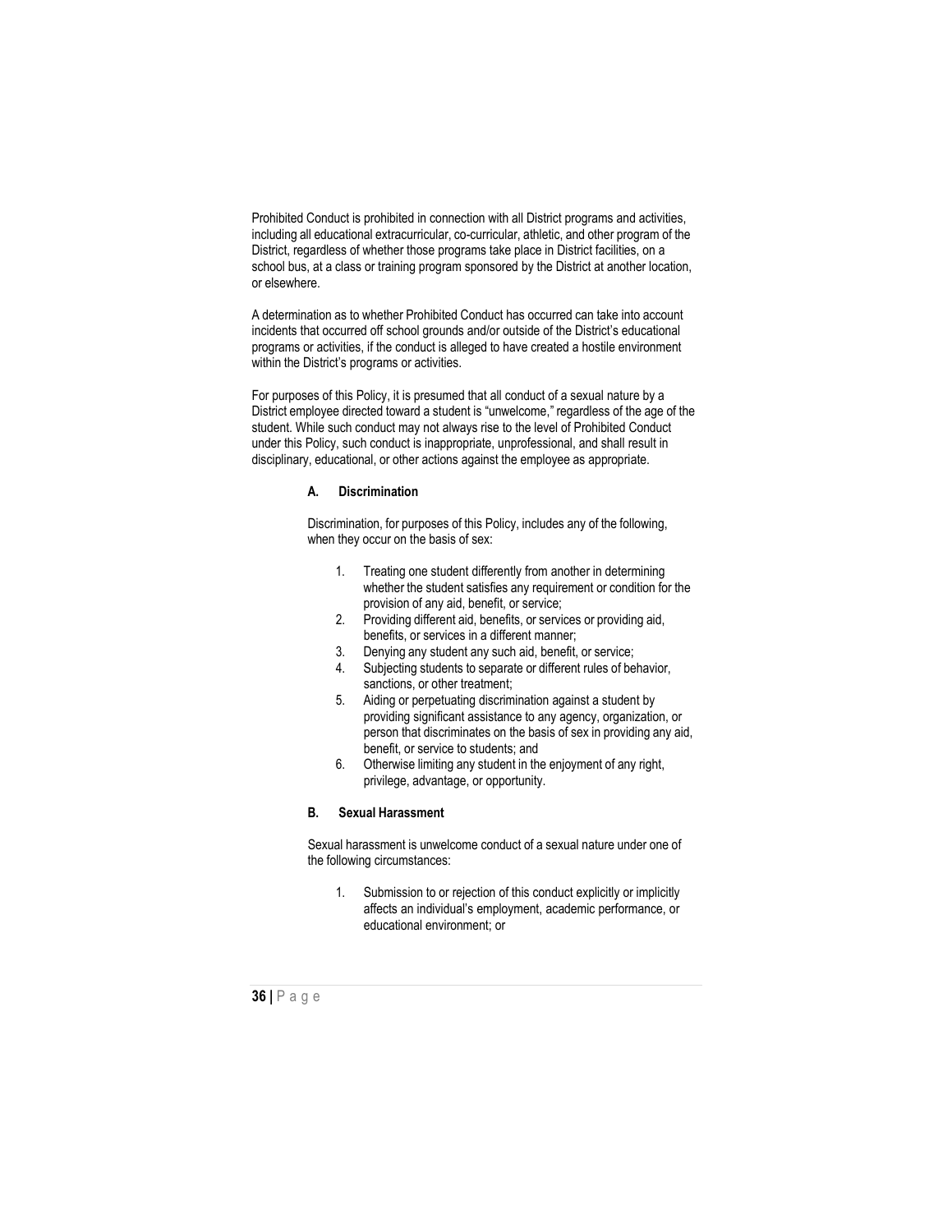Prohibited Conduct is prohibited in connection with all District programs and activities, including all educational extracurricular, co-curricular, athletic, and other program of the District, regardless of whether those programs take place in District facilities, on a school bus, at a class or training program sponsored by the District at another location, or elsewhere.

A determination as to whether Prohibited Conduct has occurred can take into account incidents that occurred off school grounds and/or outside of the District's educational programs or activities, if the conduct is alleged to have created a hostile environment within the District's programs or activities.

For purposes of this Policy, it is presumed that all conduct of a sexual nature by a District employee directed toward a student is "unwelcome," regardless of the age of the student. While such conduct may not always rise to the level of Prohibited Conduct under this Policy, such conduct is inappropriate, unprofessional, and shall result in disciplinary, educational, or other actions against the employee as appropriate.

### A. Discrimination

Discrimination, for purposes of this Policy, includes any of the following, when they occur on the basis of sex:

1. Treating one student differently from another in determining whether the student satisfies any requirement or condition for the provision of any aid, benefit, or service;
2. Providing different aid, benefits, or services or providing aid, benefits, or services in a different manner;
3. Denying any student any such aid, benefit, or service;
4. Subjecting students to separate or different rules of behavior, sanctions, or other treatment;
5. Aiding or perpetuating discrimination against a student by providing significant assistance to any agency, organization, or person that discriminates on the basis of sex in providing any aid, benefit, or service to students; and
6. Otherwise limiting any student in the enjoyment of any right, privilege, advantage, or opportunity.

### B. Sexual Harassment

Sexual harassment is unwelcome conduct of a sexual nature under one of the following circumstances:

1. Submission to or rejection of this conduct explicitly or implicitly affects an individual's employment, academic performance, or educational environment; or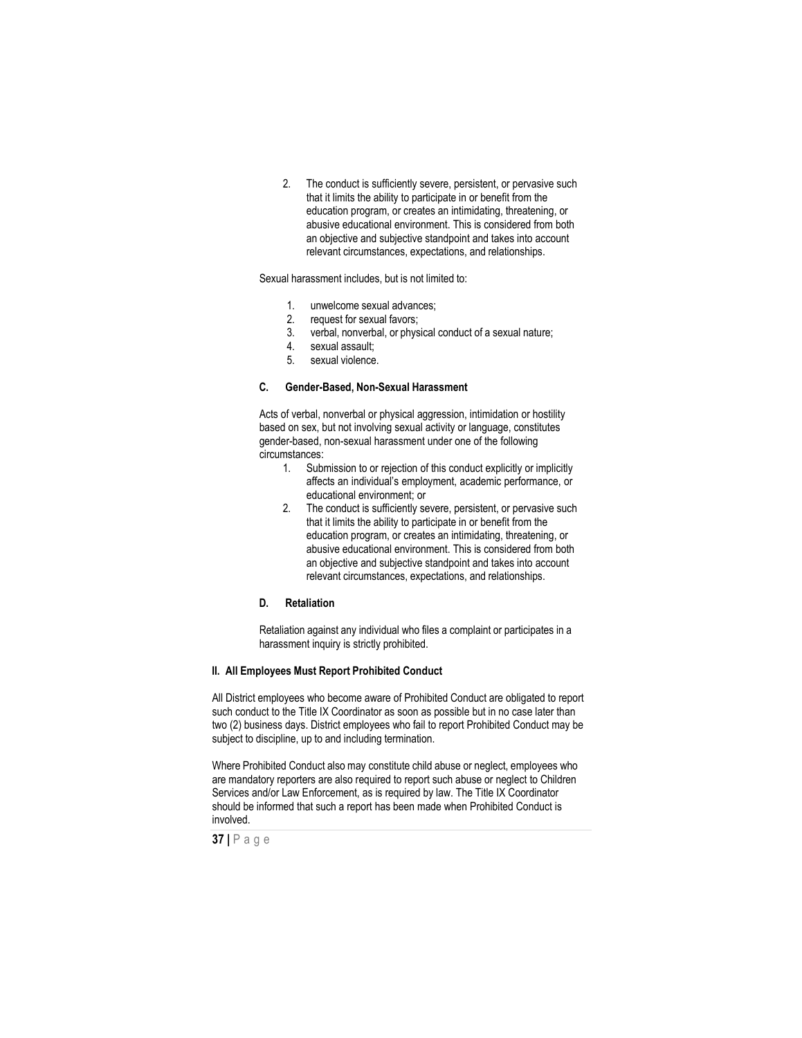2. The conduct is sufficiently severe, persistent, or pervasive such that it limits the ability to participate in or benefit from the education program, or creates an intimidating, threatening, or abusive educational environment. This is considered from both an objective and subjective standpoint and takes into account relevant circumstances, expectations, and relationships.

Sexual harassment includes, but is not limited to:

1. unwelcome sexual advances;
2. request for sexual favors;
3. verbal, nonverbal, or physical conduct of a sexual nature;
4. sexual assault;
5. sexual violence.

### C. Gender-Based, Non-Sexual Harassment

Acts of verbal, nonverbal or physical aggression, intimidation or hostility based on sex, but not involving sexual activity or language, constitutes gender-based, non-sexual harassment under one of the following circumstances:

1. Submission to or rejection of this conduct explicitly or implicitly affects an individual's employment, academic performance, or educational environment; or
2. The conduct is sufficiently severe, persistent, or pervasive such that it limits the ability to participate in or benefit from the education program, or creates an intimidating, threatening, or abusive educational environment. This is considered from both an objective and subjective standpoint and takes into account relevant circumstances, expectations, and relationships.

### D. Retaliation

Retaliation against any individual who files a complaint or participates in a harassment inquiry is strictly prohibited.

## II. All Employees Must Report Prohibited Conduct

All District employees who become aware of Prohibited Conduct are obligated to report such conduct to the Title IX Coordinator as soon as possible but in no case later than two (2) business days. District employees who fail to report Prohibited Conduct may be subject to discipline, up to and including termination.

Where Prohibited Conduct also may constitute child abuse or neglect, employees who are mandatory reporters are also required to report such abuse or neglect to Children Services and/or Law Enforcement, as is required by law. The Title IX Coordinator should be informed that such a report has been made when Prohibited Conduct is involved.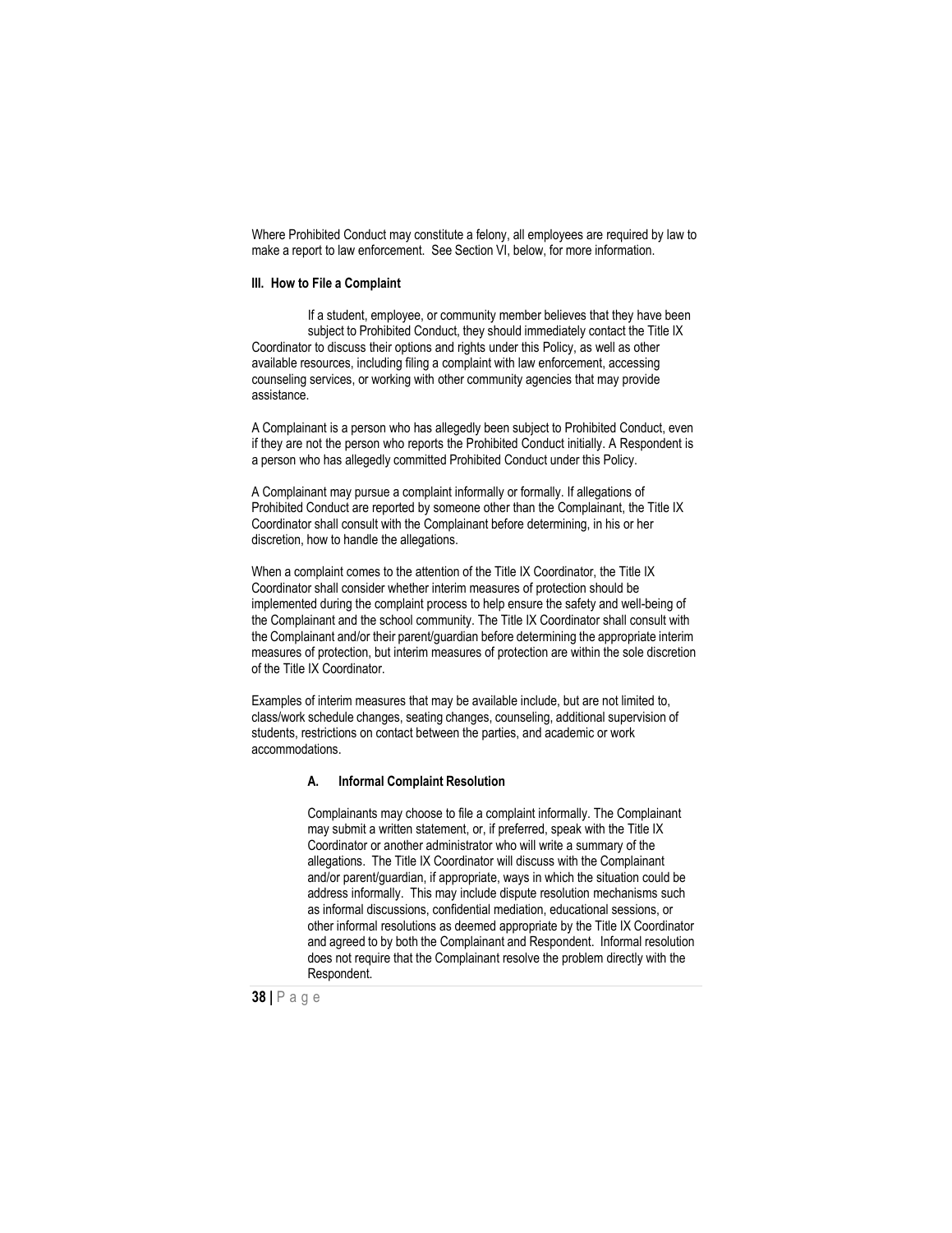Where Prohibited Conduct may constitute a felony, all employees are required by law to make a report to law enforcement. See Section VI, below, for more information.

### III. How to File a Complaint

If a student, employee, or community member believes that they have been subject to Prohibited Conduct, they should immediately contact the Title IX Coordinator to discuss their options and rights under this Policy, as well as other available resources, including filing a complaint with law enforcement, accessing counseling services, or working with other community agencies that may provide assistance.

A Complainant is a person who has allegedly been subject to Prohibited Conduct, even if they are not the person who reports the Prohibited Conduct initially. A Respondent is a person who has allegedly committed Prohibited Conduct under this Policy.

A Complainant may pursue a complaint informally or formally. If allegations of Prohibited Conduct are reported by someone other than the Complainant, the Title IX Coordinator shall consult with the Complainant before determining, in his or her discretion, how to handle the allegations.

When a complaint comes to the attention of the Title IX Coordinator, the Title IX Coordinator shall consider whether interim measures of protection should be implemented during the complaint process to help ensure the safety and well-being of the Complainant and the school community. The Title IX Coordinator shall consult with the Complainant and/or their parent/guardian before determining the appropriate interim measures of protection, but interim measures of protection are within the sole discretion of the Title IX Coordinator.

Examples of interim measures that may be available include, but are not limited to, class/work schedule changes, seating changes, counseling, additional supervision of students, restrictions on contact between the parties, and academic or work accommodations.

#### A. Informal Complaint Resolution

Complainants may choose to file a complaint informally. The Complainant may submit a written statement, or, if preferred, speak with the Title IX Coordinator or another administrator who will write a summary of the allegations. The Title IX Coordinator will discuss with the Complainant and/or parent/guardian, if appropriate, ways in which the situation could be address informally. This may include dispute resolution mechanisms such as informal discussions, confidential mediation, educational sessions, or other informal resolutions as deemed appropriate by the Title IX Coordinator and agreed to by both the Complainant and Respondent. Informal resolution does not require that the Complainant resolve the problem directly with the Respondent.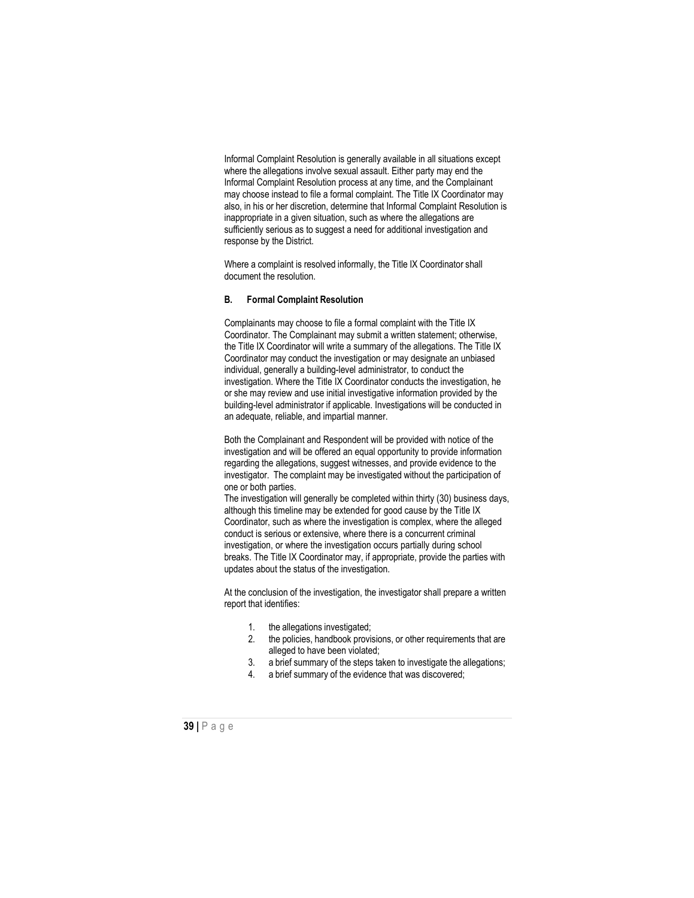Informal Complaint Resolution is generally available in all situations except where the allegations involve sexual assault. Either party may end the Informal Complaint Resolution process at any time, and the Complainant may choose instead to file a formal complaint. The Title IX Coordinator may also, in his or her discretion, determine that Informal Complaint Resolution is inappropriate in a given situation, such as where the allegations are sufficiently serious as to suggest a need for additional investigation and response by the District.

Where a complaint is resolved informally, the Title IX Coordinator shall document the resolution.

### B. Formal Complaint Resolution

Complainants may choose to file a formal complaint with the Title IX Coordinator. The Complainant may submit a written statement; otherwise, the Title IX Coordinator will write a summary of the allegations. The Title IX Coordinator may conduct the investigation or may designate an unbiased individual, generally a building-level administrator, to conduct the investigation. Where the Title IX Coordinator conducts the investigation, he or she may review and use initial investigative information provided by the building-level administrator if applicable. Investigations will be conducted in an adequate, reliable, and impartial manner.

Both the Complainant and Respondent will be provided with notice of the investigation and will be offered an equal opportunity to provide information regarding the allegations, suggest witnesses, and provide evidence to the investigator. The complaint may be investigated without the participation of one or both parties.

The investigation will generally be completed within thirty (30) business days, although this timeline may be extended for good cause by the Title IX Coordinator, such as where the investigation is complex, where the alleged conduct is serious or extensive, where there is a concurrent criminal investigation, or where the investigation occurs partially during school breaks. The Title IX Coordinator may, if appropriate, provide the parties with updates about the status of the investigation.

At the conclusion of the investigation, the investigator shall prepare a written report that identifies:

1. the allegations investigated;
2. the policies, handbook provisions, or other requirements that are alleged to have been violated;
3. a brief summary of the steps taken to investigate the allegations;
4. a brief summary of the evidence that was discovered;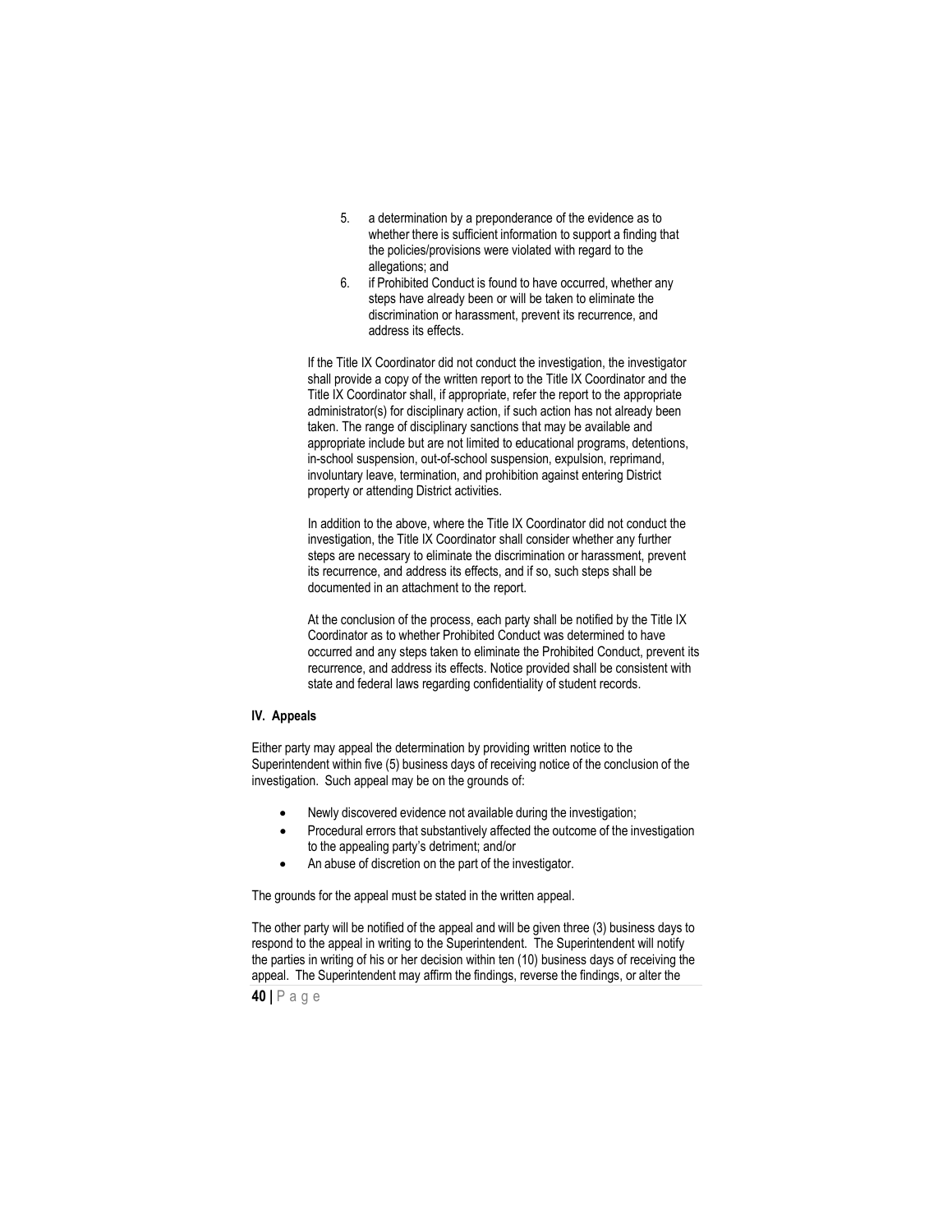5. a determination by a preponderance of the evidence as to whether there is sufficient information to support a finding that the policies/provisions were violated with regard to the allegations; and
6. if Prohibited Conduct is found to have occurred, whether any steps have already been or will be taken to eliminate the discrimination or harassment, prevent its recurrence, and address its effects.

If the Title IX Coordinator did not conduct the investigation, the investigator shall provide a copy of the written report to the Title IX Coordinator and the Title IX Coordinator shall, if appropriate, refer the report to the appropriate administrator(s) for disciplinary action, if such action has not already been taken. The range of disciplinary sanctions that may be available and appropriate include but are not limited to educational programs, detentions, in-school suspension, out-of-school suspension, expulsion, reprimand, involuntary leave, termination, and prohibition against entering District property or attending District activities.

In addition to the above, where the Title IX Coordinator did not conduct the investigation, the Title IX Coordinator shall consider whether any further steps are necessary to eliminate the discrimination or harassment, prevent its recurrence, and address its effects, and if so, such steps shall be documented in an attachment to the report.

At the conclusion of the process, each party shall be notified by the Title IX Coordinator as to whether Prohibited Conduct was determined to have occurred and any steps taken to eliminate the Prohibited Conduct, prevent its recurrence, and address its effects. Notice provided shall be consistent with state and federal laws regarding confidentiality of student records.

**IV. Appeals**

Either party may appeal the determination by providing written notice to the Superintendent within five (5) business days of receiving notice of the conclusion of the investigation. Such appeal may be on the grounds of:

- Newly discovered evidence not available during the investigation;
- Procedural errors that substantively affected the outcome of the investigation to the appealing party's detriment; and/or
- An abuse of discretion on the part of the investigator.

The grounds for the appeal must be stated in the written appeal.

The other party will be notified of the appeal and will be given three (3) business days to respond to the appeal in writing to the Superintendent. The Superintendent will notify the parties in writing of his or her decision within ten (10) business days of receiving the appeal. The Superintendent may affirm the findings, reverse the findings, or alter the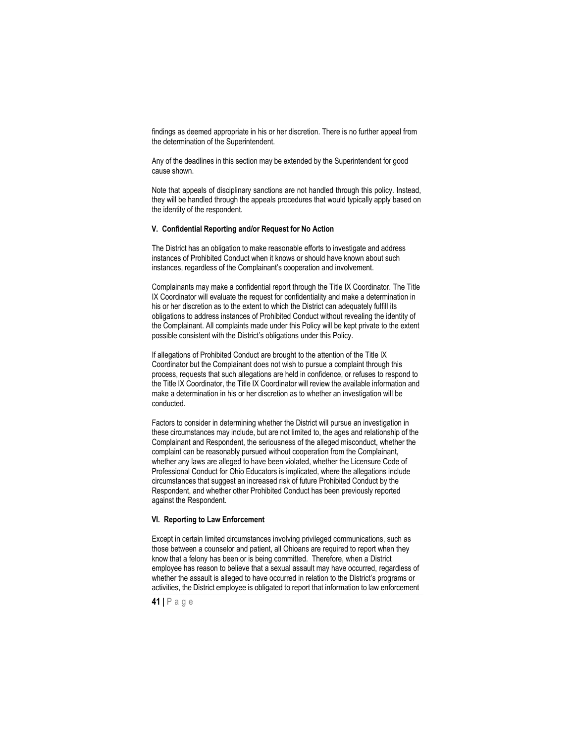findings as deemed appropriate in his or her discretion. There is no further appeal from the determination of the Superintendent.

Any of the deadlines in this section may be extended by the Superintendent for good cause shown.

Note that appeals of disciplinary sanctions are not handled through this policy. Instead, they will be handled through the appeals procedures that would typically apply based on the identity of the respondent.

**V. Confidential Reporting and/or Request for No Action**

The District has an obligation to make reasonable efforts to investigate and address instances of Prohibited Conduct when it knows or should have known about such instances, regardless of the Complainant's cooperation and involvement.

Complainants may make a confidential report through the Title IX Coordinator. The Title IX Coordinator will evaluate the request for confidentiality and make a determination in his or her discretion as to the extent to which the District can adequately fulfill its obligations to address instances of Prohibited Conduct without revealing the identity of the Complainant. All complaints made under this Policy will be kept private to the extent possible consistent with the District's obligations under this Policy.

If allegations of Prohibited Conduct are brought to the attention of the Title IX Coordinator but the Complainant does not wish to pursue a complaint through this process, requests that such allegations are held in confidence, or refuses to respond to the Title IX Coordinator, the Title IX Coordinator will review the available information and make a determination in his or her discretion as to whether an investigation will be conducted.

Factors to consider in determining whether the District will pursue an investigation in these circumstances may include, but are not limited to, the ages and relationship of the Complainant and Respondent, the seriousness of the alleged misconduct, whether the complaint can be reasonably pursued without cooperation from the Complainant, whether any laws are alleged to have been violated, whether the Licensure Code of Professional Conduct for Ohio Educators is implicated, where the allegations include circumstances that suggest an increased risk of future Prohibited Conduct by the Respondent, and whether other Prohibited Conduct has been previously reported against the Respondent.

**VI. Reporting to Law Enforcement**

Except in certain limited circumstances involving privileged communications, such as those between a counselor and patient, all Ohioans are required to report when they know that a felony has been or is being committed. Therefore, when a District employee has reason to believe that a sexual assault may have occurred, regardless of whether the assault is alleged to have occurred in relation to the District's programs or activities, the District employee is obligated to report that information to law enforcement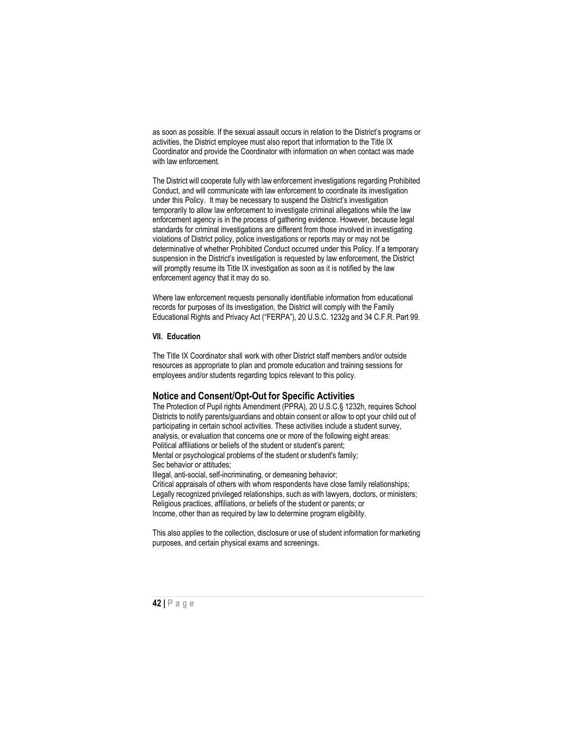as soon as possible. If the sexual assault occurs in relation to the District's programs or activities, the District employee must also report that information to the Title IX Coordinator and provide the Coordinator with information on when contact was made with law enforcement.

The District will cooperate fully with law enforcement investigations regarding Prohibited Conduct, and will communicate with law enforcement to coordinate its investigation under this Policy. It may be necessary to suspend the District's investigation temporarily to allow law enforcement to investigate criminal allegations while the law enforcement agency is in the process of gathering evidence. However, because legal standards for criminal investigations are different from those involved in investigating violations of District policy, police investigations or reports may or may not be determinative of whether Prohibited Conduct occurred under this Policy. If a temporary suspension in the District's investigation is requested by law enforcement, the District will promptly resume its Title IX investigation as soon as it is notified by the law enforcement agency that it may do so.

Where law enforcement requests personally identifiable information from educational records for purposes of its investigation, the District will comply with the Family Educational Rights and Privacy Act ("FERPA"), 20 U.S.C. 1232g and 34 C.F.R. Part 99.

**VII. Education**

The Title IX Coordinator shall work with other District staff members and/or outside resources as appropriate to plan and promote education and training sessions for employees and/or students regarding topics relevant to this policy.

## Notice and Consent/Opt-Out for Specific Activities

The Protection of Pupil rights Amendment (PPRA), 20 U.S.C.§ 1232h, requires School Districts to notify parents/guardians and obtain consent or allow to opt your child out of participating in certain school activities. These activities include a student survey, analysis, or evaluation that concerns one or more of the following eight areas:
Political affiliations or beliefs of the student or student's parent;
Mental or psychological problems of the student or student's family;
Sec behavior or attitudes;
Illegal, anti-social, self-incriminating, or demeaning behavior;
Critical appraisals of others with whom respondents have close family relationships;
Legally recognized privileged relationships, such as with lawyers, doctors, or ministers;
Religious practices, affiliations, or beliefs of the student or parents; or
Income, other than as required by law to determine program eligibility.

This also applies to the collection, disclosure or use of student information for marketing purposes, and certain physical exams and screenings.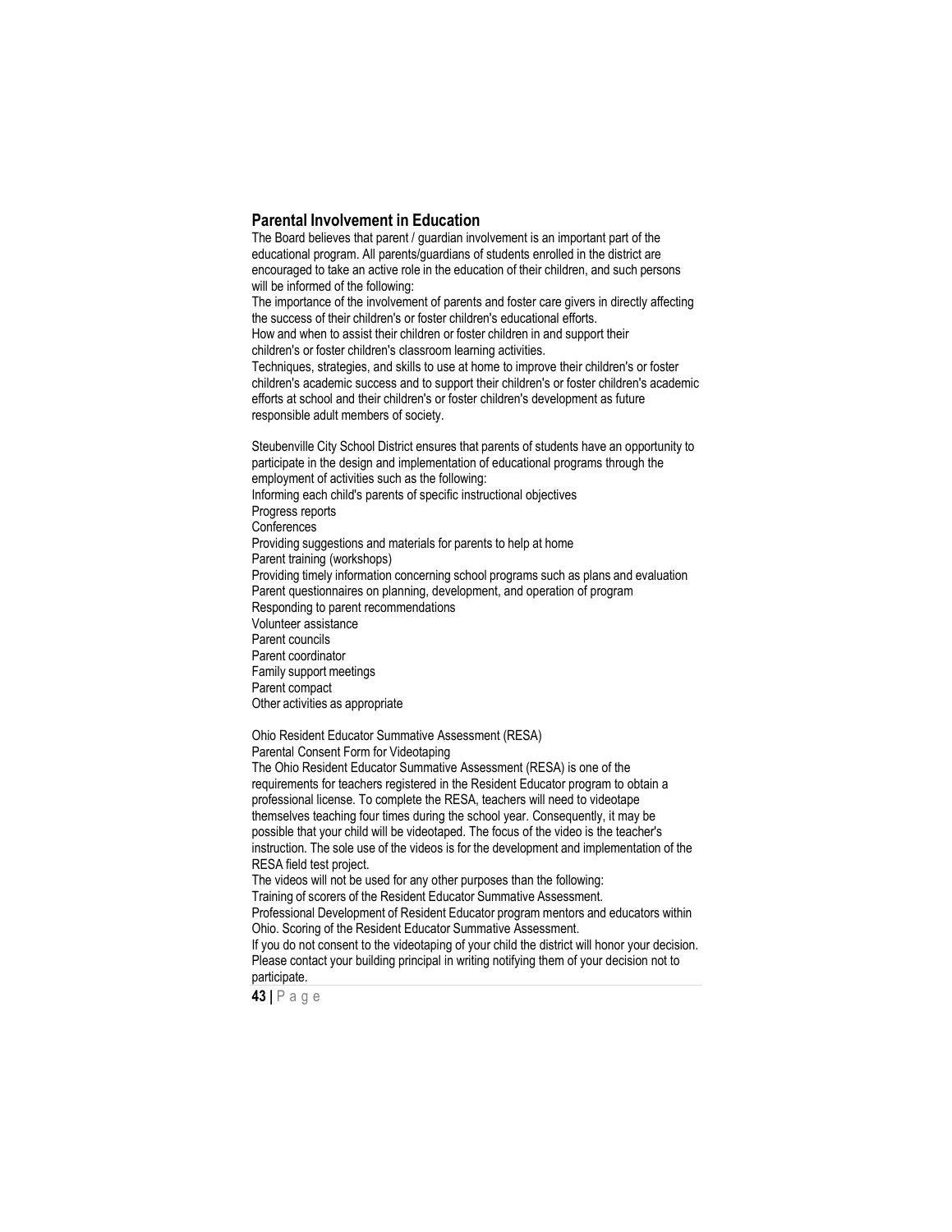## Parental Involvement in Education

The Board believes that parent / guardian involvement is an important part of the educational program. All parents/guardians of students enrolled in the district are encouraged to take an active role in the education of their children, and such persons will be informed of the following:

The importance of the involvement of parents and foster care givers in directly affecting the success of their children's or foster children's educational efforts.

How and when to assist their children or foster children in and support their children's or foster children's classroom learning activities.

Techniques, strategies, and skills to use at home to improve their children's or foster children's academic success and to support their children's or foster children's academic efforts at school and their children's or foster children's development as future responsible adult members of society.

Steubenville City School District ensures that parents of students have an opportunity to participate in the design and implementation of educational programs through the employment of activities such as the following:

Informing each child's parents of specific instructional objectives
Progress reports
Conferences
Providing suggestions and materials for parents to help at home
Parent training (workshops)
Providing timely information concerning school programs such as plans and evaluation
Parent questionnaires on planning, development, and operation of program
Responding to parent recommendations
Volunteer assistance
Parent councils
Parent coordinator
Family support meetings
Parent compact
Other activities as appropriate

Ohio Resident Educator Summative Assessment (RESA)
Parental Consent Form for Videotaping

The Ohio Resident Educator Summative Assessment (RESA) is one of the requirements for teachers registered in the Resident Educator program to obtain a professional license. To complete the RESA, teachers will need to videotape themselves teaching four times during the school year. Consequently, it may be possible that your child will be videotaped. The focus of the video is the teacher's instruction. The sole use of the videos is for the development and implementation of the RESA field test project.

The videos will not be used for any other purposes than the following:
Training of scorers of the Resident Educator Summative Assessment.
Professional Development of Resident Educator program mentors and educators within Ohio. Scoring of the Resident Educator Summative Assessment.

If you do not consent to the videotaping of your child the district will honor your decision. Please contact your building principal in writing notifying them of your decision not to participate.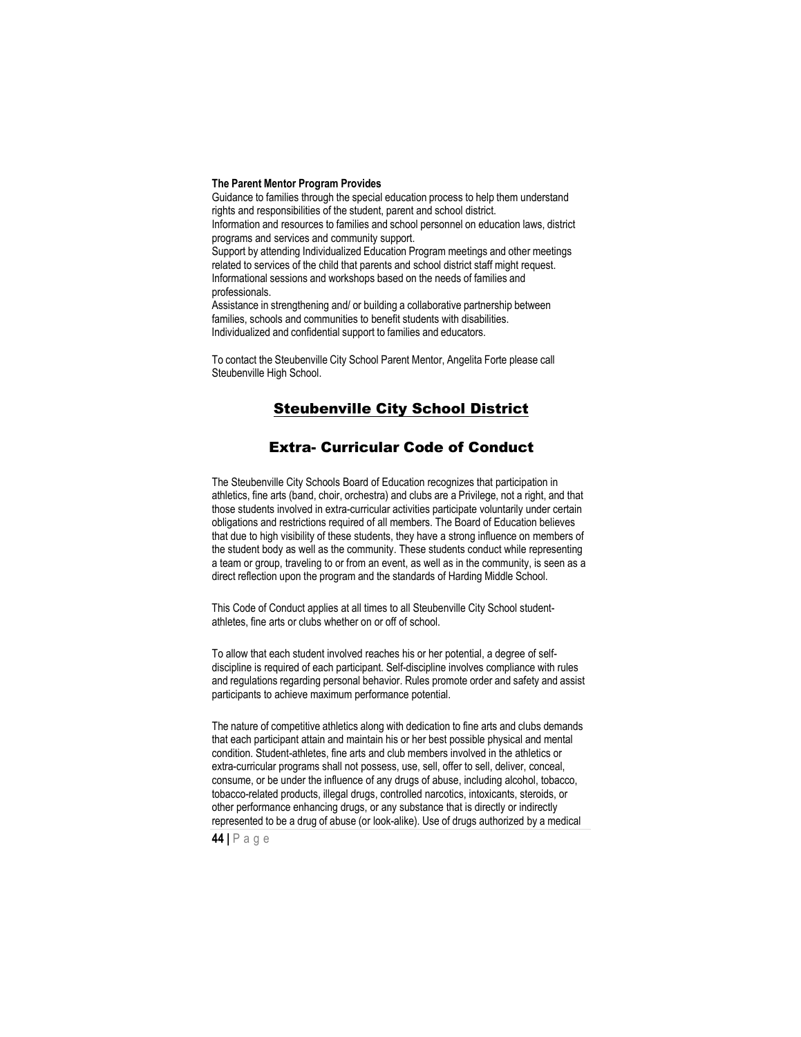**The Parent Mentor Program Provides**

Guidance to families through the special education process to help them understand rights and responsibilities of the student, parent and school district.
Information and resources to families and school personnel on education laws, district programs and services and community support.
Support by attending Individualized Education Program meetings and other meetings related to services of the child that parents and school district staff might request.
Informational sessions and workshops based on the needs of families and professionals.
Assistance in strengthening and/ or building a collaborative partnership between families, schools and communities to benefit students with disabilities.
Individualized and confidential support to families and educators.

To contact the Steubenville City School Parent Mentor, Angelita Forte please call Steubenville High School.

## Steubenville City School District

## Extra- Curricular Code of Conduct

The Steubenville City Schools Board of Education recognizes that participation in athletics, fine arts (band, choir, orchestra) and clubs are a Privilege, not a right, and that those students involved in extra-curricular activities participate voluntarily under certain obligations and restrictions required of all members. The Board of Education believes that due to high visibility of these students, they have a strong influence on members of the student body as well as the community. These students conduct while representing a team or group, traveling to or from an event, as well as in the community, is seen as a direct reflection upon the program and the standards of Harding Middle School.

This Code of Conduct applies at all times to all Steubenville City School student-athletes, fine arts or clubs whether on or off of school.

To allow that each student involved reaches his or her potential, a degree of self-discipline is required of each participant. Self-discipline involves compliance with rules and regulations regarding personal behavior. Rules promote order and safety and assist participants to achieve maximum performance potential.

The nature of competitive athletics along with dedication to fine arts and clubs demands that each participant attain and maintain his or her best possible physical and mental condition. Student-athletes, fine arts and club members involved in the athletics or extra-curricular programs shall not possess, use, sell, offer to sell, deliver, conceal, consume, or be under the influence of any drugs of abuse, including alcohol, tobacco, tobacco-related products, illegal drugs, controlled narcotics, intoxicants, steroids, or other performance enhancing drugs, or any substance that is directly or indirectly represented to be a drug of abuse (or look-alike). Use of drugs authorized by a medical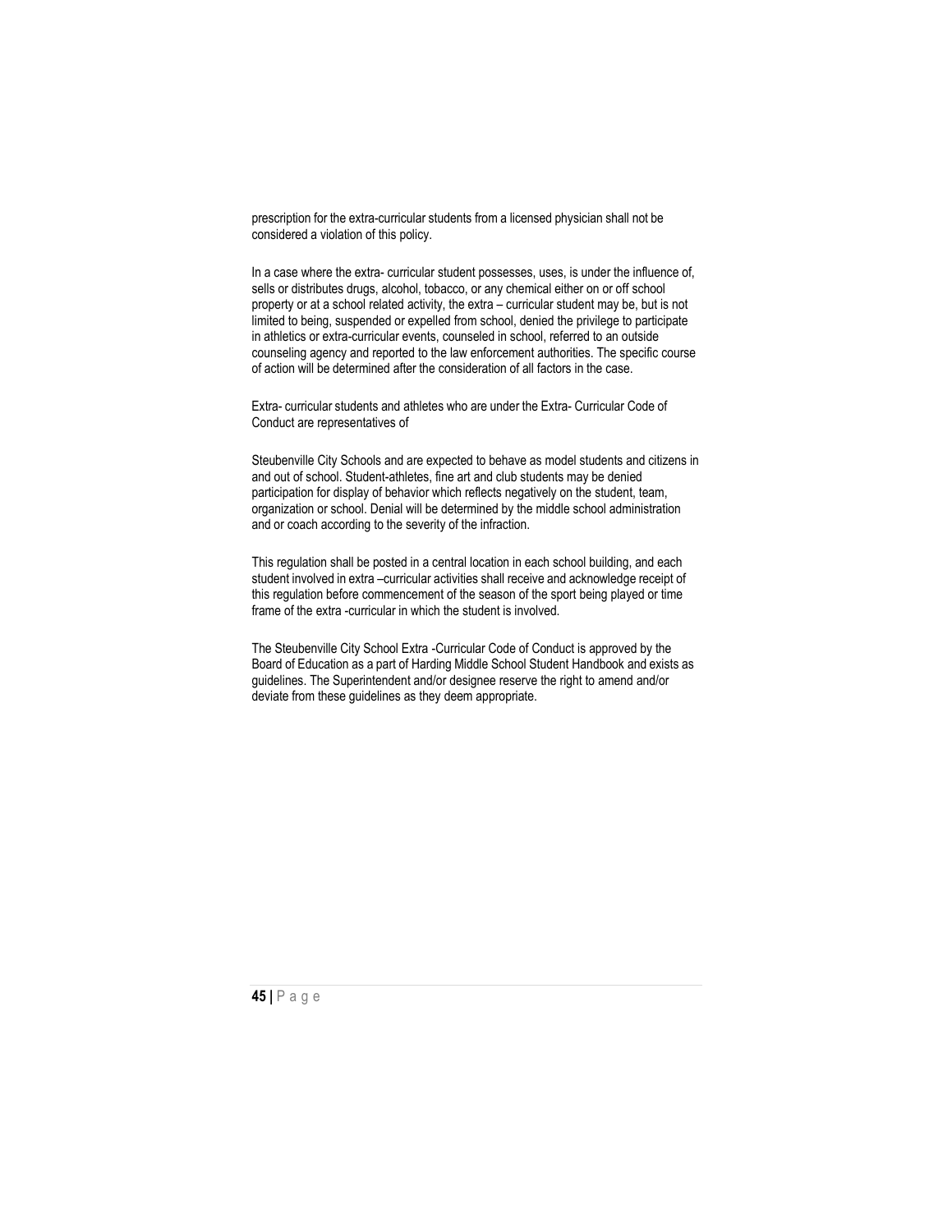prescription for the extra-curricular students from a licensed physician shall not be considered a violation of this policy.

In a case where the extra- curricular student possesses, uses, is under the influence of, sells or distributes drugs, alcohol, tobacco, or any chemical either on or off school property or at a school related activity, the extra – curricular student may be, but is not limited to being, suspended or expelled from school, denied the privilege to participate in athletics or extra-curricular events, counseled in school, referred to an outside counseling agency and reported to the law enforcement authorities. The specific course of action will be determined after the consideration of all factors in the case.

Extra- curricular students and athletes who are under the Extra- Curricular Code of Conduct are representatives of

Steubenville City Schools and are expected to behave as model students and citizens in and out of school. Student-athletes, fine art and club students may be denied participation for display of behavior which reflects negatively on the student, team, organization or school. Denial will be determined by the middle school administration and or coach according to the severity of the infraction.

This regulation shall be posted in a central location in each school building, and each student involved in extra –curricular activities shall receive and acknowledge receipt of this regulation before commencement of the season of the sport being played or time frame of the extra -curricular in which the student is involved.

The Steubenville City School Extra -Curricular Code of Conduct is approved by the Board of Education as a part of Harding Middle School Student Handbook and exists as guidelines. The Superintendent and/or designee reserve the right to amend and/or deviate from these guidelines as they deem appropriate.